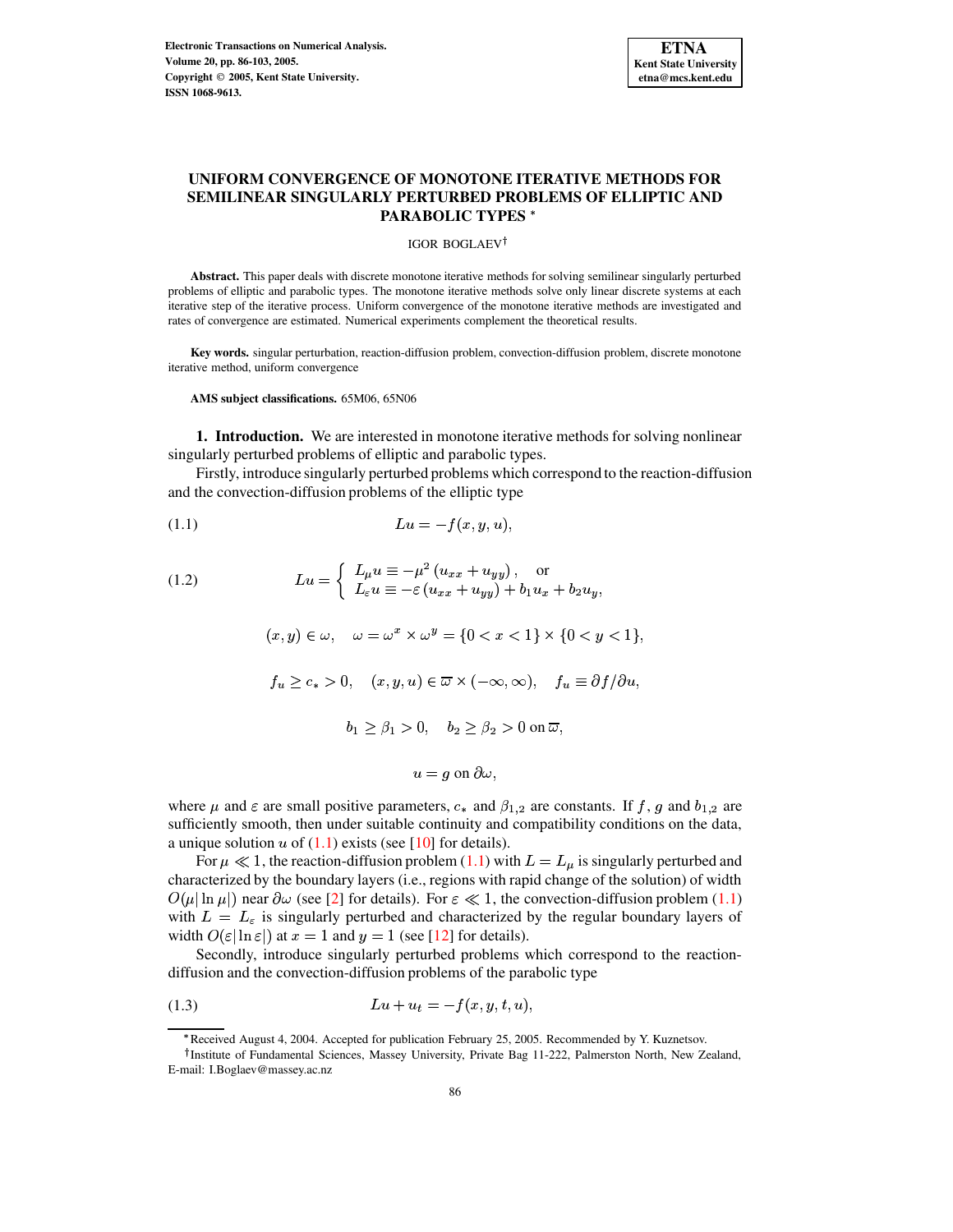# UNIFORM CONVERGENCE OF MONOTONE ITERATIVE METHODS FOR SEMILINEAR SINGULARLY PERTURBED PROBLEMS OF ELLIPTIC AND PARABOLIC TYPES *

IGOR BOGLAEV†

**Abstract.** This paper deals with discrete monotone iterative methods for solving semilinear singularly perturbed problems of elliptic and parabolic types. The monotone iterative methods solve only linear discrete systems at each iterative step of the iterative process. Uniform convergence of the monotone iterative methods are investigated and rates of convergence are estimated. Numerical experiments complement the theoretical results.

**Key words.** singular perturbation, reaction-diffusion problem, convection-diffusion problem, discrete monotone iterative method, uniform convergence

**AMS subject classifications.** 65M06, 65N06

## 1. Introduction.

We are interested in monotone iterative methods for solving nonlinear singularly perturbed problems of elliptic and parabolic types.

Firstly, introduce singularly perturbed problems which correspond to the reaction-diffusion and the convection-diffusion problems of the elliptic type

$$Lu = -f(x, y, u), \tag{1.1}$$

$$Lu = \left\{ \begin{array}{l} L_\mu u \equiv -\mu^2 \left( u_{xx} + u_{yy} \right), \quad \text{or} \\ L_\varepsilon u \equiv -\varepsilon \left( u_{xx} + u_{yy} \right) + b_1 u_x + b_2 u_y, \end{array} \right. \tag{1.2}$$

$$(x, y) \in \omega, \quad \omega = \omega^x \times \omega^y = \{0 < x < 1\} \times \{0 < y < 1\},$$

$$f_u \geq c_* > 0, \quad (x, y, u) \in \overline{\omega} \times (-\infty, \infty), \quad f_u \equiv \partial f / \partial u,$$

$$b_1 \geq \beta_1 > 0, \quad b_2 \geq \beta_2 > 0 \text{ on } \overline{\omega},$$

$$u = g \text{ on } \partial\omega,$$

where $\mu$ and $\varepsilon$ are small positive parameters, $c_*$ and $\beta_{1,2}$ are constants. If $f$, $g$ and $b_{1,2}$ are sufficiently smooth, then under suitable continuity and compatibility conditions on the data, a unique solution $u$ of (1.1) exists (see [10] for details).

For $\mu \ll 1$, the reaction-diffusion problem (1.1) with $L = L_\mu$ is singularly perturbed and characterized by the boundary layers (i.e., regions with rapid change of the solution) of width $O(\mu |\ln \mu|)$ near $\partial\omega$ (see [2] for details). For $\varepsilon \ll 1$, the convection-diffusion problem (1.1) with $L = L_\varepsilon$ is singularly perturbed and characterized by the regular boundary layers of width $O(\varepsilon |\ln \varepsilon|)$ at $x = 1$ and $y = 1$ (see [12] for details).

Secondly, introduce singularly perturbed problems which correspond to the reaction-diffusion and the convection-diffusion problems of the parabolic type

$$Lu + u_t = -f(x, y, t, u), \tag{1.3}$$

*Received August 4, 2004. Accepted for publication February 25, 2005. Recommended by Y. Kuznetsov.

†Institute of Fundamental Sciences, Massey University, Private Bag 11-222, Palmerston North, New Zealand, E-mail: I.Boglaev@massey.ac.nz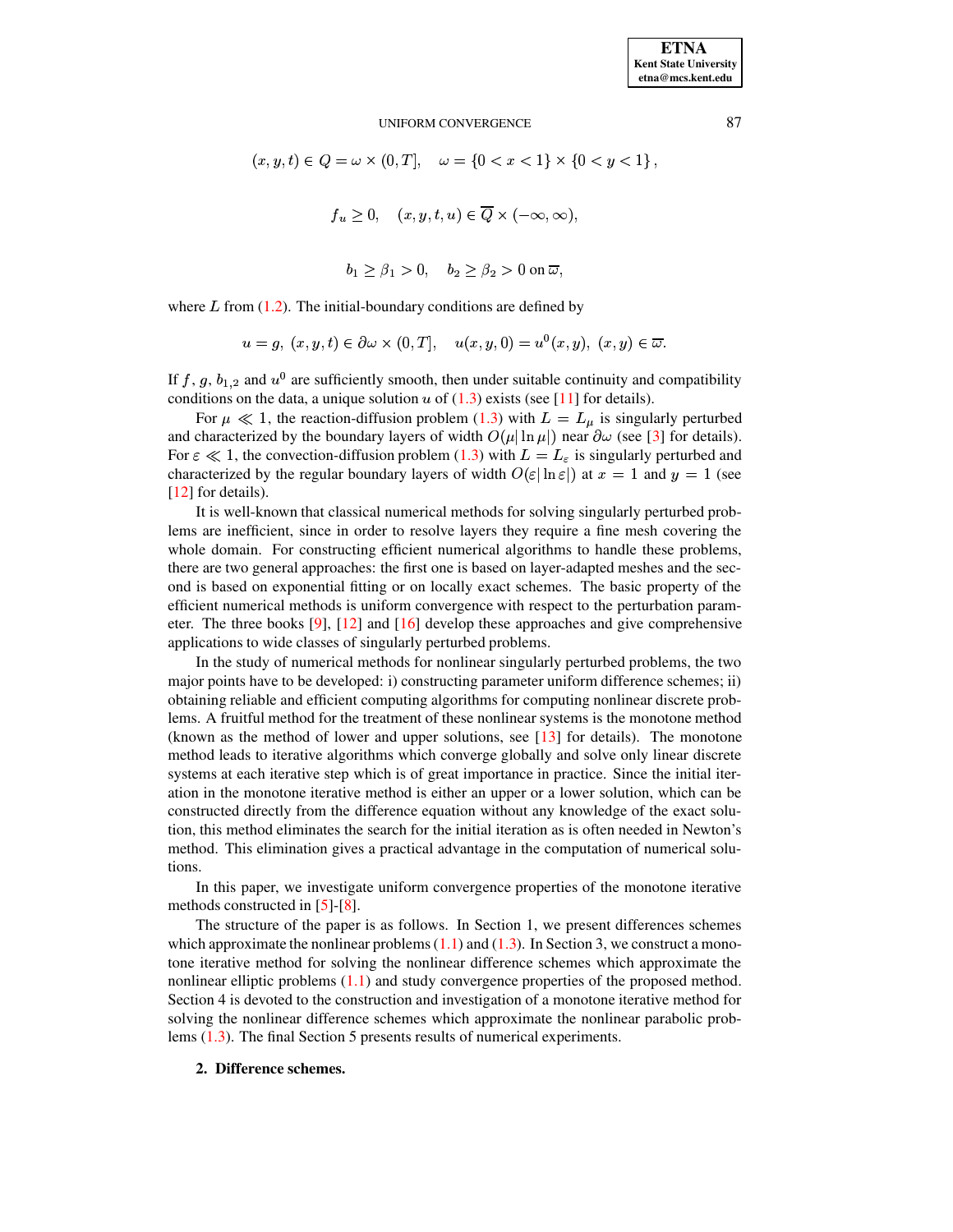$$(x, y, t) \in Q = \omega \times (0, T], \quad \omega = \{0 < x < 1\} \times \{0 < y < 1\},$$

$$f_u \geq 0, \quad (x, y, t, u) \in \overline{Q} \times (-\infty, \infty),$$

$$b_1 \geq \beta_1 > 0, \quad b_2 \geq \beta_2 > 0 \text{ on } \overline{\omega},$$

where $L$ from (1.2). The initial-boundary conditions are defined by

$$u = g, \ (x, y, t) \in \partial\omega \times (0, T], \quad u(x, y, 0) = u^0(x, y), \ (x, y) \in \overline{\omega}.$$

If $f$, $g$, $b_{1,2}$ and $u^0$ are sufficiently smooth, then under suitable continuity and compatibility conditions on the data, a unique solution $u$ of (1.3) exists (see [11] for details).

For $\mu \ll 1$, the reaction-diffusion problem (1.3) with $L = L_\mu$ is singularly perturbed and characterized by the boundary layers of width $O(\mu|\ln \mu|)$ near $\partial\omega$ (see [3] for details). For $\varepsilon \ll 1$, the convection-diffusion problem (1.3) with $L = L_\varepsilon$ is singularly perturbed and characterized by the regular boundary layers of width $O(\varepsilon|\ln \varepsilon|)$ at $x = 1$ and $y = 1$ (see [12] for details).

It is well-known that classical numerical methods for solving singularly perturbed problems are inefficient, since in order to resolve layers they require a fine mesh covering the whole domain. For constructing efficient numerical algorithms to handle these problems, there are two general approaches: the first one is based on layer-adapted meshes and the second is based on exponential fitting or on locally exact schemes. The basic property of the efficient numerical methods is uniform convergence with respect to the perturbation parameter. The three books [9], [12] and [16] develop these approaches and give comprehensive applications to wide classes of singularly perturbed problems.

In the study of numerical methods for nonlinear singularly perturbed problems, the two major points have to be developed: i) constructing parameter uniform difference schemes; ii) obtaining reliable and efficient computing algorithms for computing nonlinear discrete problems. A fruitful method for the treatment of these nonlinear systems is the monotone method (known as the method of lower and upper solutions, see [13] for details). The monotone method leads to iterative algorithms which converge globally and solve only linear discrete systems at each iterative step which is of great importance in practice. Since the initial iteration in the monotone iterative method is either an upper or a lower solution, which can be constructed directly from the difference equation without any knowledge of the exact solution, this method eliminates the search for the initial iteration as is often needed in Newton's method. This elimination gives a practical advantage in the computation of numerical solutions.

In this paper, we investigate uniform convergence properties of the monotone iterative methods constructed in [5]-[8].

The structure of the paper is as follows. In Section 1, we present differences schemes which approximate the nonlinear problems (1.1) and (1.3). In Section 3, we construct a monotone iterative method for solving the nonlinear difference schemes which approximate the nonlinear elliptic problems (1.1) and study convergence properties of the proposed method. Section 4 is devoted to the construction and investigation of a monotone iterative method for solving the nonlinear difference schemes which approximate the nonlinear parabolic problems (1.3). The final Section 5 presents results of numerical experiments.

## 2. Difference schemes.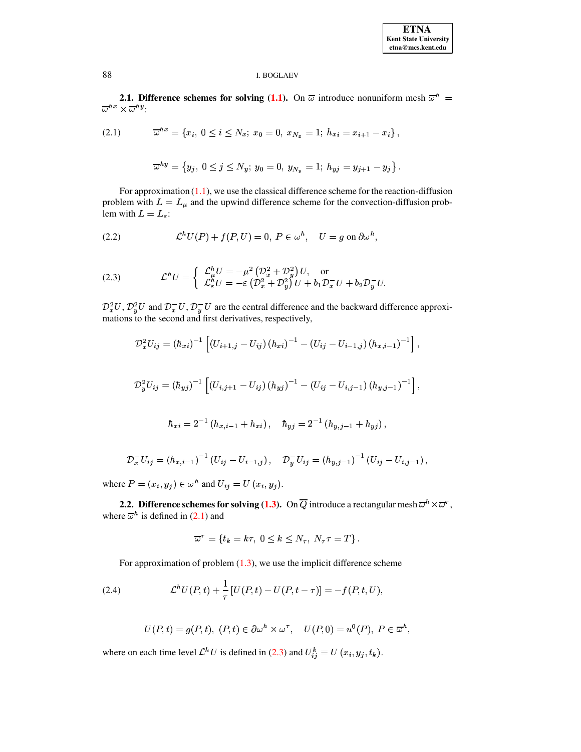**2.1. Difference schemes for solving (1.1).** On $\overline{\omega}$ introduce nonuniform mesh $\overline{\omega}^h = \overline{\omega}^{hx} \times \overline{\omega}^{hy}$:

$$\overline{\omega}^{hx} = \left\{ x_i,\ 0 \le i \le N_x;\ x_0 = 0,\ x_{N_x} = 1;\ h_{xi} = x_{i+1} - x_i \right\}, \tag{2.1}$$

$$\overline{\omega}^{hy} = \left\{ y_j,\ 0 \le j \le N_y;\ y_0 = 0,\ y_{N_y} = 1;\ h_{yj} = y_{j+1} - y_j \right\}.$$

For approximation (1.1), we use the classical difference scheme for the reaction-diffusion problem with $L = L_\mu$ and the upwind difference scheme for the convection-diffusion problem with $L = L_\varepsilon$:

$$\mathcal{L}^h U(P) + f(P, U) = 0,\ P \in \omega^h, \quad U = g \text{ on } \partial\omega^h, \tag{2.2}$$

$$\mathcal{L}^h U = \begin{cases} \mathcal{L}^h_\mu U = -\mu^2 \left( \mathcal{D}^2_x + \mathcal{D}^2_y \right) U, & \text{or} \\ \mathcal{L}^h_\varepsilon U = -\varepsilon \left( \mathcal{D}^2_x + \mathcal{D}^2_y \right) U + b_1 \mathcal{D}^-_x U + b_2 \mathcal{D}^-_y U. & \end{cases} \tag{2.3}$$

$\mathcal{D}^2_x U, \mathcal{D}^2_y U$ and $\mathcal{D}^-_x U, \mathcal{D}^-_y U$ are the central difference and the backward difference approximations to the second and first derivatives, respectively,

$$\mathcal{D}^2_x U_{ij} = (\hbar_{xi})^{-1} \left[ (U_{i+1,j} - U_{ij}) (h_{xi})^{-1} - (U_{ij} - U_{i-1,j}) (h_{x,i-1})^{-1} \right],$$

$$\mathcal{D}^2_y U_{ij} = (\hbar_{yj})^{-1} \left[ (U_{i,j+1} - U_{ij}) (h_{yj})^{-1} - (U_{ij} - U_{i,j-1}) (h_{y,j-1})^{-1} \right],$$

$$\hbar_{xi} = 2^{-1} (h_{x,i-1} + h_{xi}), \quad \hbar_{yj} = 2^{-1} (h_{y,j-1} + h_{yj}),$$

$$\mathcal{D}^-_x U_{ij} = (h_{x,i-1})^{-1} (U_{ij} - U_{i-1,j}), \quad \mathcal{D}^-_y U_{ij} = (h_{y,j-1})^{-1} (U_{ij} - U_{i,j-1}),$$

where $P = (x_i, y_j) \in \omega^h$ and $U_{ij} = U(x_i, y_j)$.

**2.2. Difference schemes for solving (1.3).** On $\overline{Q}$ introduce a rectangular mesh $\overline{\omega}^h \times \overline{\omega}^\tau$, where $\overline{\omega}^h$ is defined in (2.1) and

$$\overline{\omega}^\tau = \{ t_k = k\tau,\ 0 \le k \le N_\tau,\ N_\tau \tau = T \}.$$

For approximation of problem (1.3), we use the implicit difference scheme

$$\mathcal{L}^h U(P,t) + \frac{1}{\tau} \left[ U(P,t) - U(P, t-\tau) \right] = -f(P, t, U), \tag{2.4}$$

$$U(P,t) = g(P,t),\ (P,t) \in \partial\omega^h \times \omega^\tau, \quad U(P,0) = u^0(P),\ P \in \overline{\omega}^h,$$

where on each time level $\mathcal{L}^h U$ is defined in (2.3) and $U^k_{ij} \equiv U(x_i, y_j, t_k)$.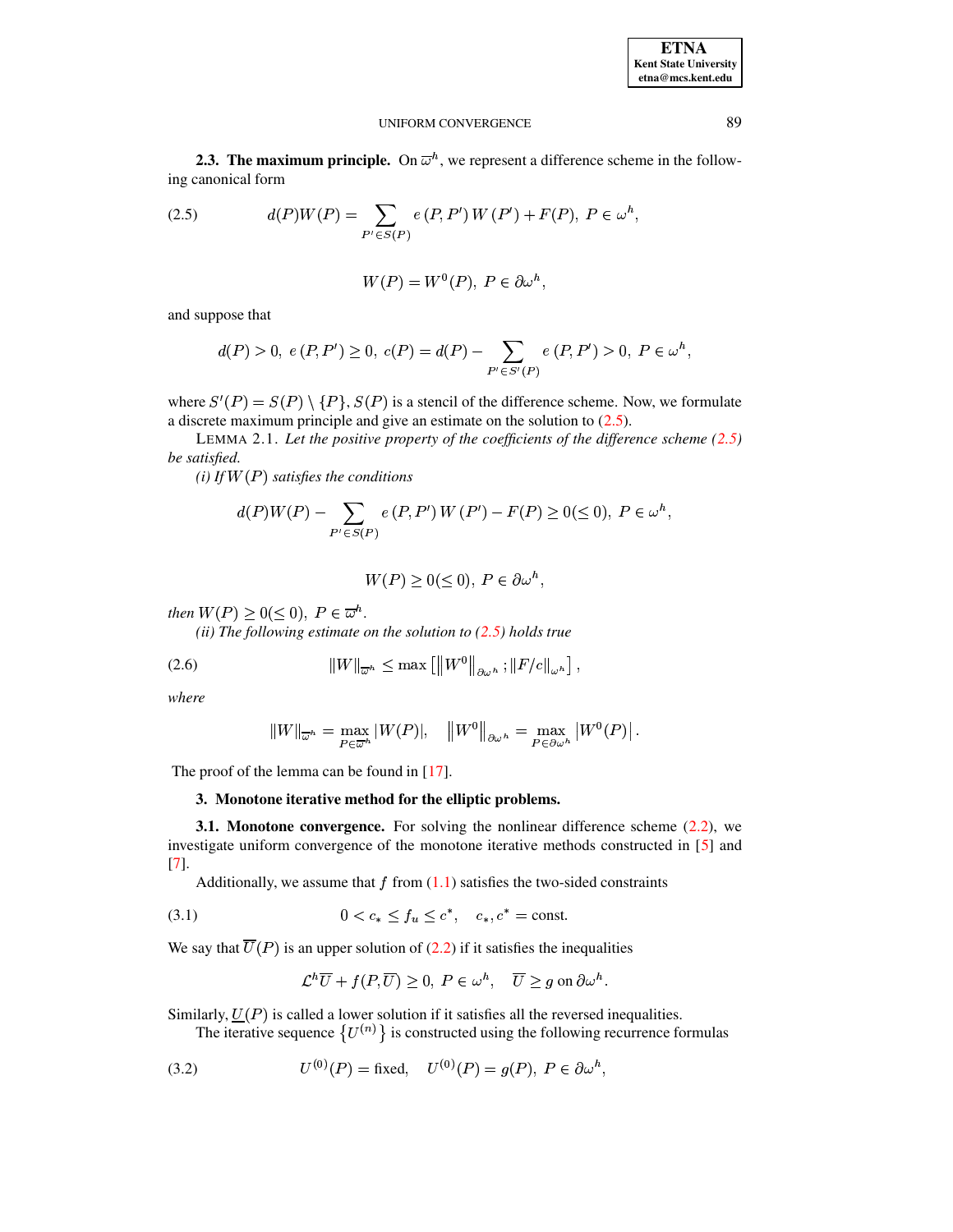**2.3. The maximum principle.** On $\overline{\omega}^h$, we represent a difference scheme in the following canonical form

$$d(P)W(P) = \sum_{P' \in S(P)} e\left(P, P'\right) W\left(P'\right) + F(P), \ P \in \omega^h, \tag{2.5}$$

$$W(P) = W^0(P), \ P \in \partial\omega^h,$$

and suppose that

$$d(P) > 0, \ e\left(P, P'\right) \geq 0, \ c(P) = d(P) - \sum_{P' \in S'(P)} e\left(P, P'\right) > 0, \ P \in \omega^h,$$

where $S'(P) = S(P) \setminus \{P\}$, $S(P)$ is a stencil of the difference scheme. Now, we formulate a discrete maximum principle and give an estimate on the solution to (2.5).

LEMMA 2.1. *Let the positive property of the coefficients of the difference scheme (2.5) be satisfied.*

*(i) If $W(P)$ satisfies the conditions*

$$d(P)W(P) - \sum_{P' \in S(P)} e\left(P, P'\right) W\left(P'\right) - F(P) \geq 0 (\leq 0), \ P \in \omega^h,$$

$$W(P) \geq 0 (\leq 0), \ P \in \partial\omega^h,$$

*then $W(P) \geq 0 (\leq 0), \ P \in \overline{\omega}^h$.*

*(ii) The following estimate on the solution to (2.5) holds true*

$$\|W\|_{\overline{\omega}^h} \leq \max\left[\left\|W^0\right\|_{\partial\omega^h}; \|F/c\|_{\omega^h}\right], \tag{2.6}$$

*where*

$$\|W\|_{\overline{\omega}^h} = \max_{P \in \overline{\omega}^h} |W(P)|, \quad \left\|W^0\right\|_{\partial\omega^h} = \max_{P \in \partial\omega^h} \left|W^0(P)\right|.$$

The proof of the lemma can be found in [17].

## 3. Monotone iterative method for the elliptic problems.

**3.1. Monotone convergence.** For solving the nonlinear difference scheme (2.2), we investigate uniform convergence of the monotone iterative methods constructed in [5] and [7].

Additionally, we assume that $f$ from (1.1) satisfies the two-sided constraints

$$0 < c_* \leq f_u \leq c^*, \quad c_*, c^* = \text{const.} \tag{3.1}$$

We say that $\overline{U}(P)$ is an upper solution of (2.2) if it satisfies the inequalities

$$\mathcal{L}^h\overline{U} + f(P, \overline{U}) \geq 0, \ P \in \omega^h, \quad \overline{U} \geq g \text{ on } \partial\omega^h.$$

Similarly, $\underline{U}(P)$ is called a lower solution if it satisfies all the reversed inequalities.

The iterative sequence $\left\{U^{(n)}\right\}$ is constructed using the following recurrence formulas

$$U^{(0)}(P) = \text{fixed}, \quad U^{(0)}(P) = g(P), \ P \in \partial\omega^h, \tag{3.2}$$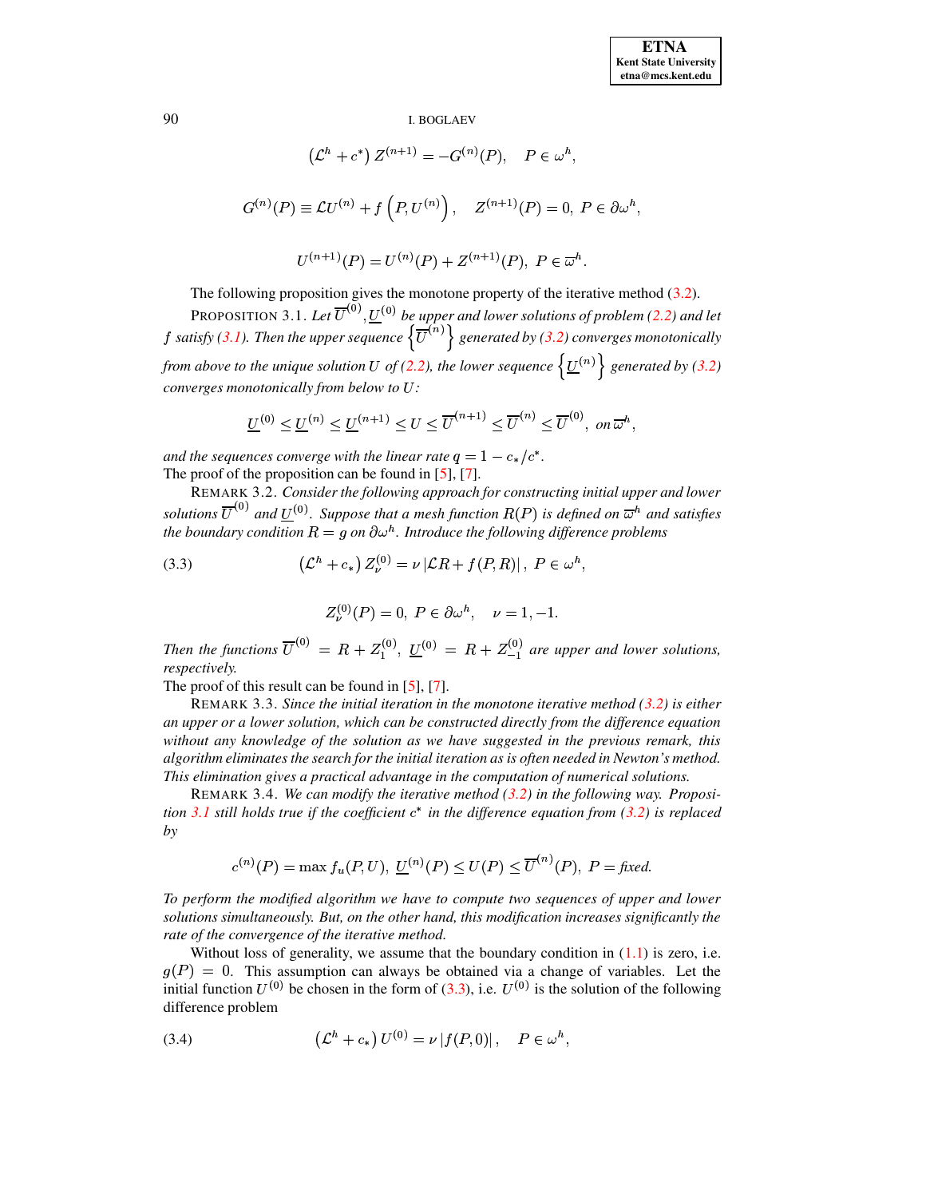$$\left(\mathcal{L}^h + c^*\right) Z^{(n+1)} = -G^{(n)}(P), \quad P \in \omega^h,$$

$$G^{(n)}(P) \equiv \mathcal{L}U^{(n)} + f\left(P, U^{(n)}\right), \quad Z^{(n+1)}(P) = 0,\ P \in \partial\omega^h,$$

$$U^{(n+1)}(P) = U^{(n)}(P) + Z^{(n+1)}(P),\ P \in \overline{\omega}^h.$$

The following proposition gives the monotone property of the iterative method (3.2).

PROPOSITION 3.1. *Let $\overline{U}^{(0)}, \underline{U}^{(0)}$ be upper and lower solutions of problem (2.2) and let $f$ satisfy (3.1). Then the upper sequence $\left\{\overline{U}^{(n)}\right\}$ generated by (3.2) converges monotonically from above to the unique solution $U$ of (2.2), the lower sequence $\left\{\underline{U}^{(n)}\right\}$ generated by (3.2) converges monotonically from below to $U$:*

$$\underline{U}^{(0)} \leq \underline{U}^{(n)} \leq \underline{U}^{(n+1)} \leq U \leq \overline{U}^{(n+1)} \leq \overline{U}^{(n)} \leq \overline{U}^{(0)},\ \text{on } \overline{\omega}^h,$$

*and the sequences converge with the linear rate $q = 1 - c_*/c^*$.*
The proof of the proposition can be found in [5], [7].

REMARK 3.2. *Consider the following approach for constructing initial upper and lower solutions $\overline{U}^{(0)}$ and $\underline{U}^{(0)}$. Suppose that a mesh function $R(P)$ is defined on $\overline{\omega}^h$ and satisfies the boundary condition $R = g$ on $\partial\omega^h$. Introduce the following difference problems*

$$\left(\mathcal{L}^h + c_*\right) Z_\nu^{(0)} = \nu \left|\mathcal{L}R + f(P, R)\right|,\ P \in \omega^h, \tag{3.3}$$

$$Z_\nu^{(0)}(P) = 0,\ P \in \partial\omega^h, \quad \nu = 1, -1.$$

*Then the functions $\overline{U}^{(0)} = R + Z_1^{(0)}$, $\underline{U}^{(0)} = R + Z_{-1}^{(0)}$ are upper and lower solutions, respectively.*
The proof of this result can be found in [5], [7].

REMARK 3.3. *Since the initial iteration in the monotone iterative method (3.2) is either an upper or a lower solution, which can be constructed directly from the difference equation without any knowledge of the solution as we have suggested in the previous remark, this algorithm eliminates the search for the initial iteration as is often needed in Newton's method. This elimination gives a practical advantage in the computation of numerical solutions.*

REMARK 3.4. *We can modify the iterative method (3.2) in the following way. Proposition 3.1 still holds true if the coefficient $c^*$ in the difference equation from (3.2) is replaced by*

$$c^{(n)}(P) = \max f_u(P, U),\ \underline{U}^{(n)}(P) \leq U(P) \leq \overline{U}^{(n)}(P),\ P = \textit{fixed}.$$

*To perform the modified algorithm we have to compute two sequences of upper and lower solutions simultaneously. But, on the other hand, this modification increases significantly the rate of the convergence of the iterative method.*

Without loss of generality, we assume that the boundary condition in (1.1) is zero, i.e. $g(P) = 0$. This assumption can always be obtained via a change of variables. Let the initial function $U^{(0)}$ be chosen in the form of (3.3), i.e. $U^{(0)}$ is the solution of the following difference problem

$$\left(\mathcal{L}^h + c_*\right) U^{(0)} = \nu \left|f(P, 0)\right|, \quad P \in \omega^h, \tag{3.4}$$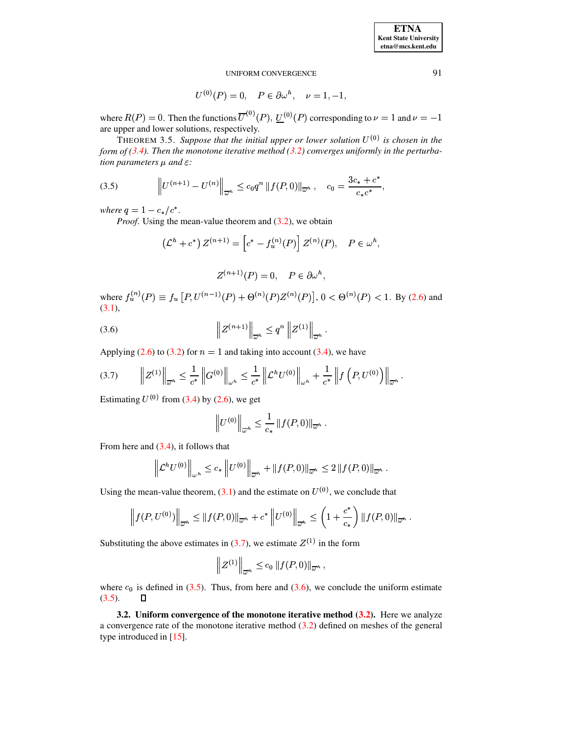$$U^{(0)}(P) = 0, \quad P \in \partial\omega^h, \quad \nu = 1, -1,$$

where $R(P) = 0$. Then the functions $\overline{U}^{(0)}(P)$, $\underline{U}^{(0)}(P)$ corresponding to $\nu = 1$ and $\nu = -1$ are upper and lower solutions, respectively.

THEOREM 3.5. *Suppose that the initial upper or lower solution $U^{(0)}$ is chosen in the form of (3.4). Then the monotone iterative method (3.2) converges uniformly in the perturbation parameters $\mu$ and $\varepsilon$:*

$$\left\| U^{(n+1)} - U^{(n)} \right\|_{\overline{\omega}^h} \leq c_0 q^n \left\| f(P, 0) \right\|_{\overline{\omega}^h}, \quad c_0 = \frac{3c_* + c^*}{c_* c^*}, \tag{3.5}$$

*where $q = 1 - c_*/c^*$.*

*Proof.* Using the mean-value theorem and (3.2), we obtain

$$\left(\mathcal{L}^h + c^*\right) Z^{(n+1)} = \left[c^* - f_u^{(n)}(P)\right] Z^{(n)}(P), \quad P \in \omega^h,$$

$$Z^{(n+1)}(P) = 0, \quad P \in \partial\omega^h,$$

where $f_u^{(n)}(P) \equiv f_u\left[P, U^{(n-1)}(P) + \Theta^{(n)}(P) Z^{(n)}(P)\right]$, $0 < \Theta^{(n)}(P) < 1$. By (2.6) and (3.1),

$$\left\| Z^{(n+1)} \right\|_{\overline{\omega}^h} \leq q^n \left\| Z^{(1)} \right\|_{\overline{\omega}^h}. \tag{3.6}$$

Applying (2.6) to (3.2) for $n = 1$ and taking into account (3.4), we have

$$\left\| Z^{(1)} \right\|_{\overline{\omega}^h} \leq \frac{1}{c^*} \left\| G^{(0)} \right\|_{\omega^h} \leq \frac{1}{c^*} \left\| \mathcal{L}^h U^{(0)} \right\|_{\omega^h} + \frac{1}{c^*} \left\| f\left(P, U^{(0)}\right) \right\|_{\overline{\omega}^h}. \tag{3.7}$$

Estimating $U^{(0)}$ from (3.4) by (2.6), we get

$$\left\| U^{(0)} \right\|_{\overline{\omega}^h} \leq \frac{1}{c_*} \left\| f(P, 0) \right\|_{\overline{\omega}^h}.$$

From here and (3.4), it follows that

$$\left\| \mathcal{L}^h U^{(0)} \right\|_{\omega^h} \leq c_* \left\| U^{(0)} \right\|_{\overline{\omega}^h} + \left\| f(P, 0) \right\|_{\overline{\omega}^h} \leq 2 \left\| f(P, 0) \right\|_{\overline{\omega}^h}.$$

Using the mean-value theorem, (3.1) and the estimate on $U^{(0)}$, we conclude that

$$\left\| f(P, U^{(0)}) \right\|_{\overline{\omega}^h} \leq \left\| f(P, 0) \right\|_{\overline{\omega}^h} + c^* \left\| U^{(0)} \right\|_{\overline{\omega}^h} \leq \left(1 + \frac{c^*}{c_*}\right) \left\| f(P, 0) \right\|_{\overline{\omega}^h}.$$

Substituting the above estimates in (3.7), we estimate $Z^{(1)}$ in the form

$$\left\| Z^{(1)} \right\|_{\overline{\omega}^h} \leq c_0 \left\| f(P, 0) \right\|_{\overline{\omega}^h},$$

where $c_0$ is defined in (3.5). Thus, from here and (3.6), we conclude the uniform estimate (3.5). ☐

**3.2. Uniform convergence of the monotone iterative method (3.2).** Here we analyze a convergence rate of the monotone iterative method (3.2) defined on meshes of the general type introduced in [15].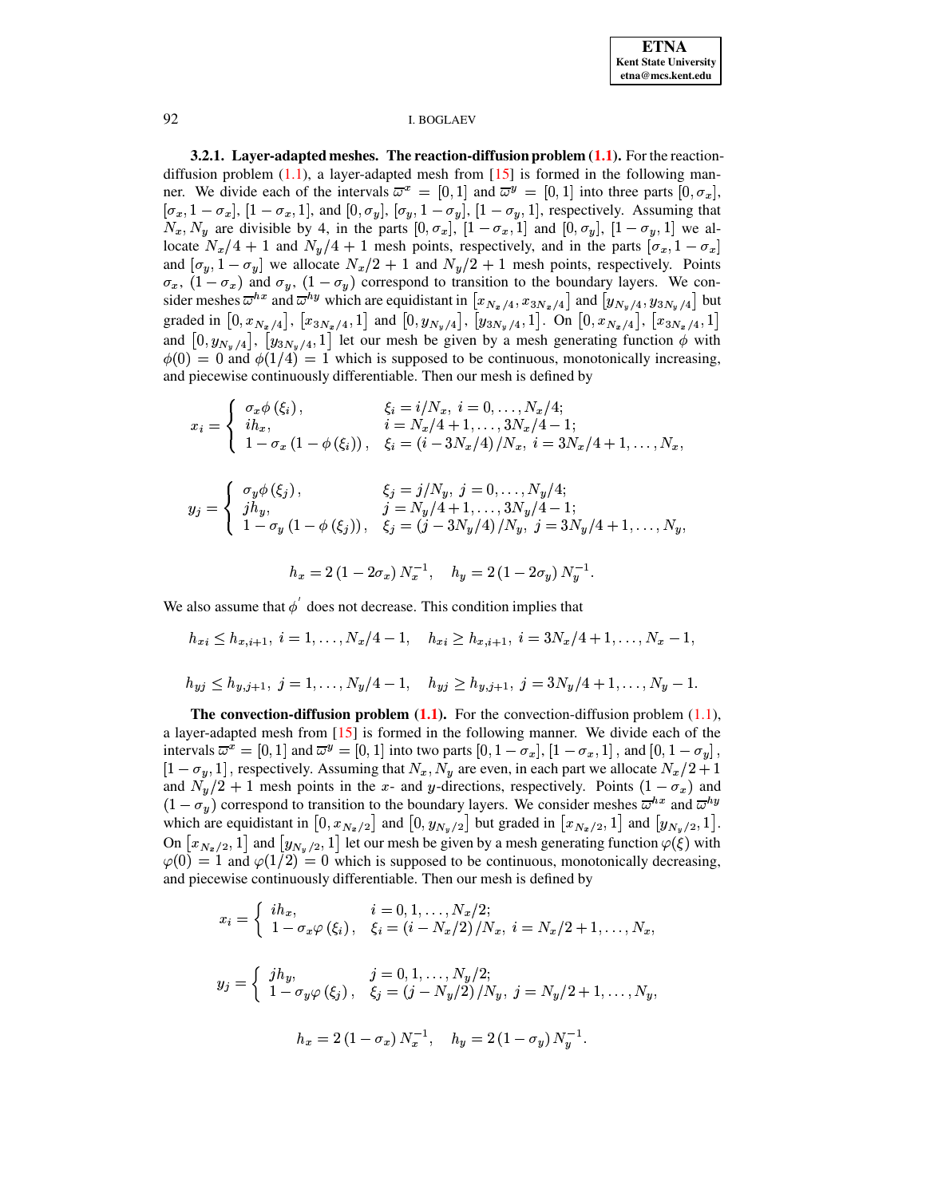**3.2.1. Layer-adapted meshes. The reaction-diffusion problem (1.1).** For the reaction-diffusion problem (1.1), a layer-adapted mesh from [15] is formed in the following manner. We divide each of the intervals $\overline{\omega}^x = [0,1]$ and $\overline{\omega}^y = [0,1]$ into three parts $[0,\sigma_x]$, $[\sigma_x, 1-\sigma_x]$, $[1-\sigma_x, 1]$, and $[0,\sigma_y]$, $[\sigma_y, 1-\sigma_y]$, $[1-\sigma_y, 1]$, respectively. Assuming that $N_x, N_y$ are divisible by 4, in the parts $[0,\sigma_x]$, $[1-\sigma_x,1]$ and $[0,\sigma_y]$, $[1-\sigma_y,1]$ we allocate $N_x/4+1$ and $N_y/4+1$ mesh points, respectively, and in the parts $[\sigma_x, 1-\sigma_x]$ and $[\sigma_y, 1-\sigma_y]$ we allocate $N_x/2+1$ and $N_y/2+1$ mesh points, respectively. Points $\sigma_x$, $(1-\sigma_x)$ and $\sigma_y$, $(1-\sigma_y)$ correspond to transition to the boundary layers. We consider meshes $\overline{\omega}^{hx}$ and $\overline{\omega}^{hy}$ which are equidistant in $\left[x_{N_x/4}, x_{3N_x/4}\right]$ and $\left[y_{N_y/4}, y_{3N_y/4}\right]$ but graded in $\left[0, x_{N_x/4}\right]$, $\left[x_{3N_x/4}, 1\right]$ and $\left[0, y_{N_y/4}\right]$, $\left[y_{3N_y/4}, 1\right]$. On $\left[0, x_{N_x/4}\right]$, $\left[x_{3N_x/4}, 1\right]$ and $\left[0, y_{N_y/4}\right]$, $\left[y_{3N_y/4}, 1\right]$ let our mesh be given by a mesh generating function $\phi$ with $\phi(0)=0$ and $\phi(1/4)=1$ which is supposed to be continuous, monotonically increasing, and piecewise continuously differentiable. Then our mesh is defined by

$$
x_i = \begin{cases} \sigma_x \phi\left(\xi_i\right), & \xi_i = i/N_x,\ i=0,\ldots,N_x/4; \\ i h_x, & i = N_x/4+1,\ldots,3N_x/4-1; \\ 1-\sigma_x\left(1-\phi\left(\xi_i\right)\right), & \xi_i = \left(i-3N_x/4\right)/N_x,\ i=3N_x/4+1,\ldots,N_x, \end{cases}
$$

$$
y_j = \begin{cases} \sigma_y \phi\left(\xi_j\right), & \xi_j = j/N_y,\ j=0,\ldots,N_y/4; \\ j h_y, & j = N_y/4+1,\ldots,3N_y/4-1; \\ 1-\sigma_y\left(1-\phi\left(\xi_j\right)\right), & \xi_j = \left(j-3N_y/4\right)/N_y,\ j=3N_y/4+1,\ldots,N_y, \end{cases}
$$

$$
h_x = 2\left(1-2\sigma_x\right)N_x^{-1}, \quad h_y = 2\left(1-2\sigma_y\right)N_y^{-1}.
$$

We also assume that $\phi^{'}$ does not decrease. This condition implies that

$$
h_{xi} \le h_{x,i+1},\ i=1,\ldots,N_x/4-1, \quad h_{xi} \ge h_{x,i+1},\ i=3N_x/4+1,\ldots,N_x-1,
$$

$$
h_{yj} \le h_{y,j+1},\ j=1,\ldots,N_y/4-1, \quad h_{yj} \ge h_{y,j+1},\ j=3N_y/4+1,\ldots,N_y-1.
$$

**The convection-diffusion problem (1.1).** For the convection-diffusion problem (1.1), a layer-adapted mesh from [15] is formed in the following manner. We divide each of the intervals $\overline{\omega}^x = [0,1]$ and $\overline{\omega}^y = [0,1]$ into two parts $[0, 1-\sigma_x]$, $[1-\sigma_x, 1]$, and $[0, 1-\sigma_y]$, $[1-\sigma_y, 1]$, respectively. Assuming that $N_x, N_y$ are even, in each part we allocate $N_x/2+1$ and $N_y/2+1$ mesh points in the $x$- and $y$-directions, respectively. Points $(1-\sigma_x)$ and $(1-\sigma_y)$ correspond to transition to the boundary layers. We consider meshes $\overline{\omega}^{hx}$ and $\overline{\omega}^{hy}$ which are equidistant in $\left[0, x_{N_x/2}\right]$ and $\left[0, y_{N_y/2}\right]$ but graded in $\left[x_{N_x/2}, 1\right]$ and $\left[y_{N_y/2}, 1\right]$. On $\left[x_{N_x/2}, 1\right]$ and $\left[y_{N_y/2}, 1\right]$ let our mesh be given by a mesh generating function $\varphi(\xi)$ with $\varphi(0)=1$ and $\varphi(1/2)=0$ which is supposed to be continuous, monotonically decreasing, and piecewise continuously differentiable. Then our mesh is defined by

$$
x_i = \begin{cases} i h_x, & i=0,1,\ldots,N_x/2; \\ 1-\sigma_x \varphi\left(\xi_i\right), & \xi_i = \left(i-N_x/2\right)/N_x,\ i=N_x/2+1,\ldots,N_x, \end{cases}
$$

$$
y_j = \begin{cases} j h_y, & j=0,1,\ldots,N_y/2; \\ 1-\sigma_y \varphi\left(\xi_j\right), & \xi_j = \left(j-N_y/2\right)/N_y,\ j=N_y/2+1,\ldots,N_y, \end{cases}
$$

$$
h_x = 2\left(1-\sigma_x\right)N_x^{-1}, \quad h_y = 2\left(1-\sigma_y\right)N_y^{-1}.
$$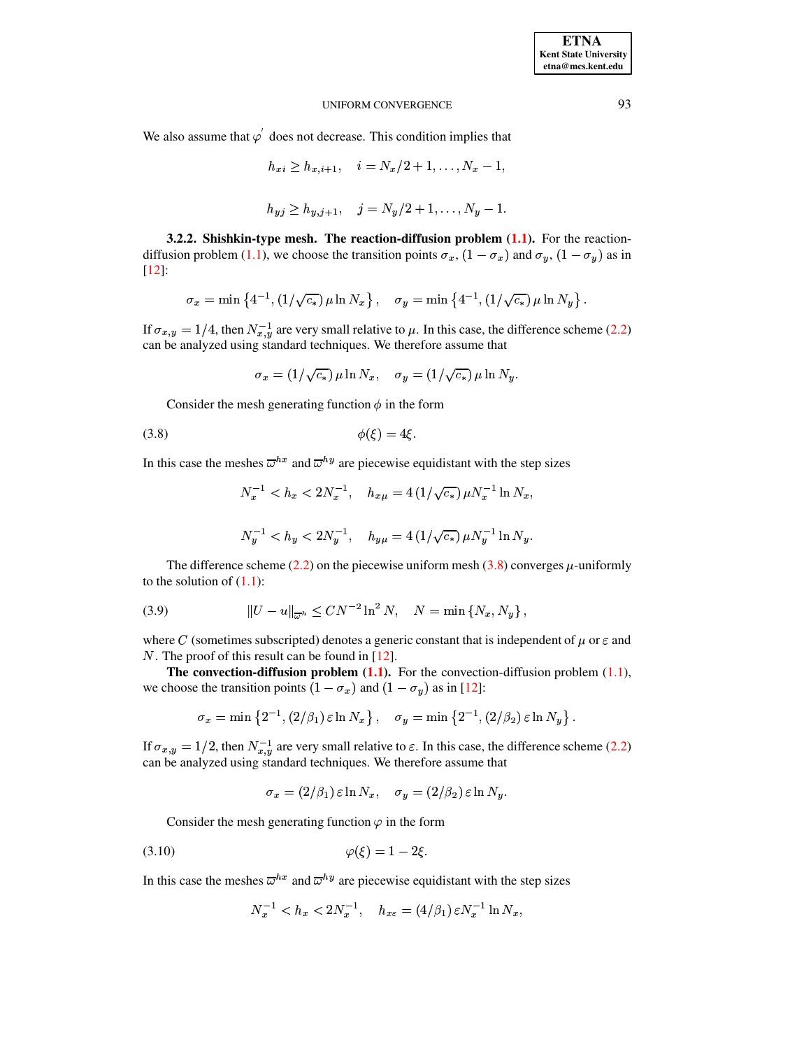We also assume that $\varphi^{'}$ does not decrease. This condition implies that

$$h_{xi} \geq h_{x,i+1}, \quad i = N_x/2+1, \ldots, N_x - 1,$$

$$h_{yj} \geq h_{y,j+1}, \quad j = N_y/2+1, \ldots, N_y - 1.$$

**3.2.2. Shishkin-type mesh. The reaction-diffusion problem (1.1).** For the reaction-diffusion problem (1.1), we choose the transition points $\sigma_x$, $(1-\sigma_x)$ and $\sigma_y$, $(1-\sigma_y)$ as in [12]:

$$\sigma_x = \min\left\{4^{-1}, (1/\sqrt{c_*})\,\mu \ln N_x\right\}, \quad \sigma_y = \min\left\{4^{-1}, (1/\sqrt{c_*})\,\mu \ln N_y\right\}.$$

If $\sigma_{x,y} = 1/4$, then $N_{x,y}^{-1}$ are very small relative to $\mu$. In this case, the difference scheme (2.2) can be analyzed using standard techniques. We therefore assume that

$$\sigma_x = (1/\sqrt{c_*})\,\mu \ln N_x, \quad \sigma_y = (1/\sqrt{c_*})\,\mu \ln N_y.$$

Consider the mesh generating function $\phi$ in the form

$$\phi(\xi) = 4\xi. \tag{3.8}$$

In this case the meshes $\overline{\omega}^{hx}$ and $\overline{\omega}^{hy}$ are piecewise equidistant with the step sizes

$$N_x^{-1} < h_x < 2N_x^{-1}, \quad h_{x\mu} = 4\,(1/\sqrt{c_*})\,\mu N_x^{-1} \ln N_x,$$

$$N_y^{-1} < h_y < 2N_y^{-1}, \quad h_{y\mu} = 4\,(1/\sqrt{c_*})\,\mu N_y^{-1} \ln N_y.$$

The difference scheme (2.2) on the piecewise uniform mesh (3.8) converges $\mu$-uniformly to the solution of (1.1):

$$\|U - u\|_{\overline{\omega}^h} \leq C N^{-2} \ln^2 N, \quad N = \min\left\{N_x, N_y\right\}, \tag{3.9}$$

where $C$ (sometimes subscripted) denotes a generic constant that is independent of $\mu$ or $\varepsilon$ and $N$. The proof of this result can be found in [12].

**The convection-diffusion problem (1.1).** For the convection-diffusion problem (1.1), we choose the transition points $(1-\sigma_x)$ and $(1-\sigma_y)$ as in [12]:

$$\sigma_x = \min\left\{2^{-1}, (2/\beta_1)\,\varepsilon \ln N_x\right\}, \quad \sigma_y = \min\left\{2^{-1}, (2/\beta_2)\,\varepsilon \ln N_y\right\}.$$

If $\sigma_{x,y} = 1/2$, then $N_{x,y}^{-1}$ are very small relative to $\varepsilon$. In this case, the difference scheme (2.2) can be analyzed using standard techniques. We therefore assume that

$$\sigma_x = (2/\beta_1)\,\varepsilon \ln N_x, \quad \sigma_y = (2/\beta_2)\,\varepsilon \ln N_y.$$

Consider the mesh generating function $\varphi$ in the form

$$\varphi(\xi) = 1 - 2\xi. \tag{3.10}$$

In this case the meshes $\overline{\omega}^{hx}$ and $\overline{\omega}^{hy}$ are piecewise equidistant with the step sizes

$$N_x^{-1} < h_x < 2N_x^{-1}, \quad h_{x\varepsilon} = (4/\beta_1)\,\varepsilon N_x^{-1} \ln N_x,$$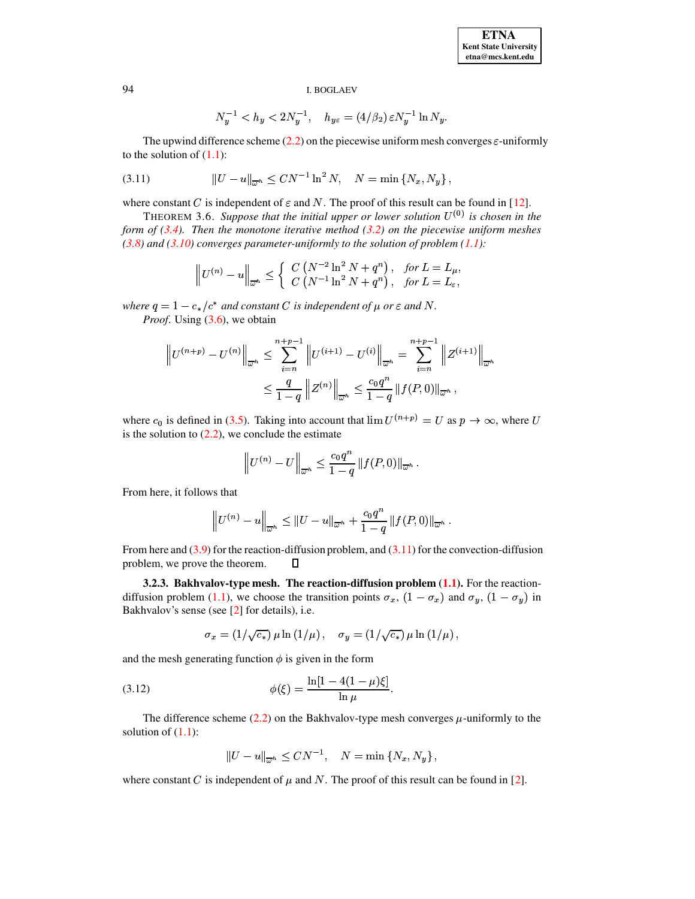$$N_y^{-1} < h_y < 2N_y^{-1}, \quad h_{y\varepsilon} = (4/\beta_2)\, \varepsilon N_y^{-1} \ln N_y.$$

The upwind difference scheme (2.2) on the piecewise uniform mesh converges $\varepsilon$-uniformly to the solution of (1.1):

$$\|U - u\|_{\overline{\omega}^h} \le C N^{-1} \ln^2 N, \quad N = \min\{N_x, N_y\}, \tag{3.11}$$

where constant $C$ is independent of $\varepsilon$ and $N$. The proof of this result can be found in [12].

THEOREM 3.6. *Suppose that the initial upper or lower solution $U^{(0)}$ is chosen in the form of (3.4). Then the monotone iterative method (3.2) on the piecewise uniform meshes (3.8) and (3.10) converges parameter-uniformly to the solution of problem (1.1):*

$$\left\| U^{(n)} - u \right\|_{\overline{\omega}^h} \le \begin{cases} C\left(N^{-2}\ln^2 N + q^n\right), & \text{for } L = L_\mu, \\ C\left(N^{-1}\ln^2 N + q^n\right), & \text{for } L = L_\varepsilon, \end{cases}$$

*where $q = 1 - c_*/c^*$ and constant $C$ is independent of $\mu$ or $\varepsilon$ and $N$.*

*Proof.* Using (3.6), we obtain

$$\begin{aligned} \left\| U^{(n+p)} - U^{(n)} \right\|_{\overline{\omega}^h} &\le \sum_{i=n}^{n+p-1} \left\| U^{(i+1)} - U^{(i)} \right\|_{\overline{\omega}^h} = \sum_{i=n}^{n+p-1} \left\| Z^{(i+1)} \right\|_{\overline{\omega}^h} \\ &\le \frac{q}{1-q} \left\| Z^{(n)} \right\|_{\overline{\omega}^h} \le \frac{c_0 q^n}{1-q} \|f(P,0)\|_{\overline{\omega}^h}, \end{aligned}$$

where $c_0$ is defined in (3.5). Taking into account that $\lim U^{(n+p)} = U$ as $p \to \infty$, where $U$ is the solution to (2.2), we conclude the estimate

$$\left\| U^{(n)} - U \right\|_{\overline{\omega}^h} \le \frac{c_0 q^n}{1-q} \|f(P,0)\|_{\overline{\omega}^h}.$$

From here, it follows that

$$\left\| U^{(n)} - u \right\|_{\overline{\omega}^h} \le \|U - u\|_{\overline{\omega}^h} + \frac{c_0 q^n}{1-q} \|f(P,0)\|_{\overline{\omega}^h}.$$

From here and (3.9) for the reaction-diffusion problem, and (3.11) for the convection-diffusion problem, we prove the theorem. ∎

**3.2.3. Bakhvalov-type mesh. The reaction-diffusion problem (1.1).** For the reaction-diffusion problem (1.1), we choose the transition points $\sigma_x$, $(1 - \sigma_x)$ and $\sigma_y$, $(1 - \sigma_y)$ in Bakhvalov's sense (see [2] for details), i.e.

$$\sigma_x = (1/\sqrt{c_*})\, \mu \ln(1/\mu), \quad \sigma_y = (1/\sqrt{c_*})\, \mu \ln(1/\mu),$$

and the mesh generating function $\phi$ is given in the form

$$\phi(\xi) = \frac{\ln[1 - 4(1-\mu)\xi]}{\ln \mu}. \tag{3.12}$$

The difference scheme (2.2) on the Bakhvalov-type mesh converges $\mu$-uniformly to the solution of (1.1):

$$\|U - u\|_{\overline{\omega}^h} \le C N^{-1}, \quad N = \min\{N_x, N_y\},$$

where constant $C$ is independent of $\mu$ and $N$. The proof of this result can be found in [2].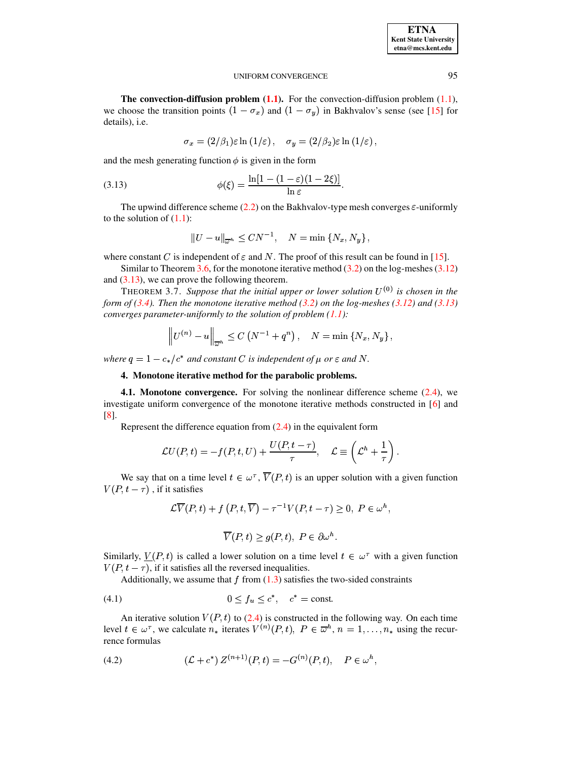**The convection-diffusion problem (1.1).** For the convection-diffusion problem (1.1), we choose the transition points $(1-\sigma_x)$ and $(1-\sigma_y)$ in Bakhvalov's sense (see [15] for details), i.e.

$$\sigma_x = (2/\beta_1)\varepsilon \ln(1/\varepsilon), \quad \sigma_y = (2/\beta_2)\varepsilon \ln(1/\varepsilon),$$

and the mesh generating function $\phi$ is given in the form

$$\phi(\xi) = \frac{\ln[1-(1-\varepsilon)(1-2\xi)]}{\ln \varepsilon}. \tag{3.13}$$

The upwind difference scheme (2.2) on the Bakhvalov-type mesh converges $\varepsilon$-uniformly to the solution of (1.1):

$$\|U-u\|_{\overline{\omega}^h} \leq CN^{-1}, \quad N = \min\{N_x, N_y\},$$

where constant $C$ is independent of $\varepsilon$ and $N$. The proof of this result can be found in [15].

Similar to Theorem 3.6, for the monotone iterative method (3.2) on the log-meshes (3.12) and (3.13), we can prove the following theorem.

THEOREM 3.7. *Suppose that the initial upper or lower solution $U^{(0)}$ is chosen in the form of (3.4). Then the monotone iterative method (3.2) on the log-meshes (3.12) and (3.13) converges parameter-uniformly to the solution of problem (1.1):*

$$\left\|U^{(n)}-u\right\|_{\overline{\omega}^h} \leq C\left(N^{-1}+q^n\right), \quad N = \min\{N_x, N_y\},$$

*where $q = 1 - c_*/c^*$ and constant $C$ is independent of $\mu$ or $\varepsilon$ and $N$.*

## 4. Monotone iterative method for the parabolic problems.

**4.1. Monotone convergence.** For solving the nonlinear difference scheme (2.4), we investigate uniform convergence of the monotone iterative methods constructed in [6] and [8].

Represent the difference equation from (2.4) in the equivalent form

$$\mathcal{L}U(P,t) = -f(P,t,U) + \frac{U(P,t-\tau)}{\tau}, \quad \mathcal{L} \equiv \left(\mathcal{L}^h + \frac{1}{\tau}\right).$$

We say that on a time level $t \in \omega^\tau$, $\overline{V}(P,t)$ is an upper solution with a given function $V(P,t-\tau)$ , if it satisfies

$$\mathcal{L}\overline{V}(P,t) + f\left(P,t,\overline{V}\right) - \tau^{-1}V(P,t-\tau) \geq 0, \ P \in \omega^h,$$

$$\overline{V}(P,t) \geq g(P,t), \ P \in \partial\omega^h.$$

Similarly, $\underline{V}(P,t)$ is called a lower solution on a time level $t \in \omega^\tau$ with a given function $V(P,t-\tau)$, if it satisfies all the reversed inequalities.

Additionally, we assume that $f$ from (1.3) satisfies the two-sided constraints

$$0 \leq f_u \leq c^*, \quad c^* = \text{const}. \tag{4.1}$$

An iterative solution $V(P,t)$ to (2.4) is constructed in the following way. On each time level $t \in \omega^\tau$, we calculate $n_*$ iterates $V^{(n)}(P,t)$, $P \in \overline{\omega}^h$, $n = 1,\ldots,n_*$ using the recurrence formulas

$$\left(\mathcal{L}+c^*\right)Z^{(n+1)}(P,t) = -G^{(n)}(P,t), \quad P \in \omega^h, \tag{4.2}$$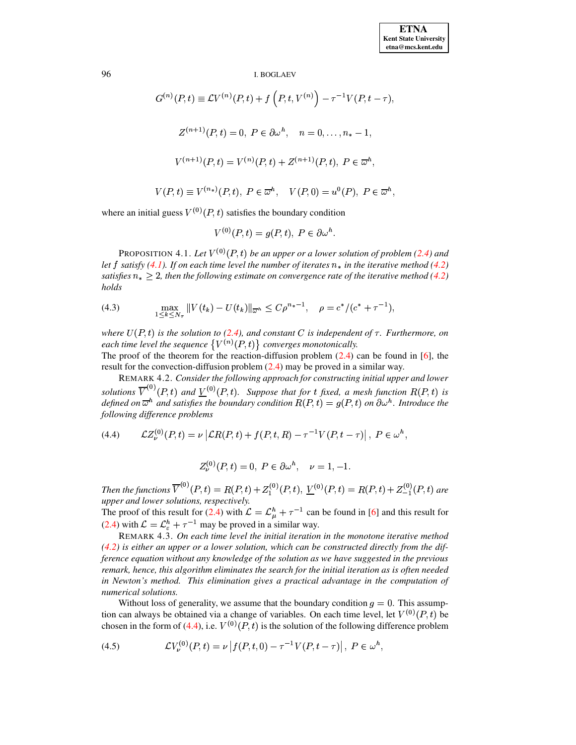$$G^{(n)}(P,t) \equiv \mathcal{L}V^{(n)}(P,t) + f\left(P,t,V^{(n)}\right) - \tau^{-1}V(P,t-\tau),$$

$$Z^{(n+1)}(P,t) = 0,\ P \in \partial\omega^h, \quad n = 0,\ldots,n_* - 1,$$

$$V^{(n+1)}(P,t) = V^{(n)}(P,t) + Z^{(n+1)}(P,t),\ P \in \overline{\omega}^h,$$

$$V(P,t) \equiv V^{(n_*)}(P,t),\ P \in \overline{\omega}^h, \quad V(P,0) = u^0(P),\ P \in \overline{\omega}^h,$$

where an initial guess $V^{(0)}(P,t)$ satisfies the boundary condition

$$V^{(0)}(P,t) = g(P,t),\ P \in \partial\omega^h.$$

PROPOSITION 4.1. *Let $V^{(0)}(P,t)$ be an upper or a lower solution of problem (2.4) and let $f$ satisfy (4.1). If on each time level the number of iterates $n_*$ in the iterative method (4.2) satisfies $n_* \geq 2$, then the following estimate on convergence rate of the iterative method (4.2) holds*

$$\max_{1 \leq k \leq N_\tau} \|V(t_k) - U(t_k)\|_{\overline{\omega}^h} \leq C\rho^{n_*-1}, \quad \rho = c^*/(c^* + \tau^{-1}), \tag{4.3}$$

*where $U(P,t)$ is the solution to (2.4), and constant $C$ is independent of $\tau$. Furthermore, on each time level the sequence $\left\{V^{(n)}(P,t)\right\}$ converges monotonically.*

The proof of the theorem for the reaction-diffusion problem (2.4) can be found in [6], the result for the convection-diffusion problem (2.4) may be proved in a similar way.

REMARK 4.2. *Consider the following approach for constructing initial upper and lower solutions $\overline{V}^{(0)}(P,t)$ and $\underline{V}^{(0)}(P,t)$. Suppose that for $t$ fixed, a mesh function $R(P,t)$ is defined on $\overline{\omega}^h$ and satisfies the boundary condition $R(P,t) = g(P,t)$ on $\partial\omega^h$. Introduce the following difference problems*

$$\mathcal{L}Z_\nu^{(0)}(P,t) = \nu\left|\mathcal{L}R(P,t) + f(P,t,R) - \tau^{-1}V(P,t-\tau)\right|,\ P \in \omega^h, \tag{4.4}$$

$$Z_\nu^{(0)}(P,t) = 0,\ P \in \partial\omega^h, \quad \nu = 1,-1.$$

*Then the functions $\overline{V}^{(0)}(P,t) = R(P,t) + Z_1^{(0)}(P,t)$, $\underline{V}^{(0)}(P,t) = R(P,t) + Z_{-1}^{(0)}(P,t)$ are upper and lower solutions, respectively.*

The proof of this result for (2.4) with $\mathcal{L} = \mathcal{L}_\mu^h + \tau^{-1}$ can be found in [6] and this result for (2.4) with $\mathcal{L} = \mathcal{L}_\varepsilon^h + \tau^{-1}$ may be proved in a similar way.

REMARK 4.3. *On each time level the initial iteration in the monotone iterative method (4.2) is either an upper or a lower solution, which can be constructed directly from the difference equation without any knowledge of the solution as we have suggested in the previous remark, hence, this algorithm eliminates the search for the initial iteration as is often needed in Newton's method. This elimination gives a practical advantage in the computation of numerical solutions.*

Without loss of generality, we assume that the boundary condition $g = 0$. This assumption can always be obtained via a change of variables. On each time level, let $V^{(0)}(P,t)$ be chosen in the form of (4.4), i.e. $V^{(0)}(P,t)$ is the solution of the following difference problem

$$\mathcal{L}V_\nu^{(0)}(P,t) = \nu\left|f(P,t,0) - \tau^{-1}V(P,t-\tau)\right|,\ P \in \omega^h, \tag{4.5}$$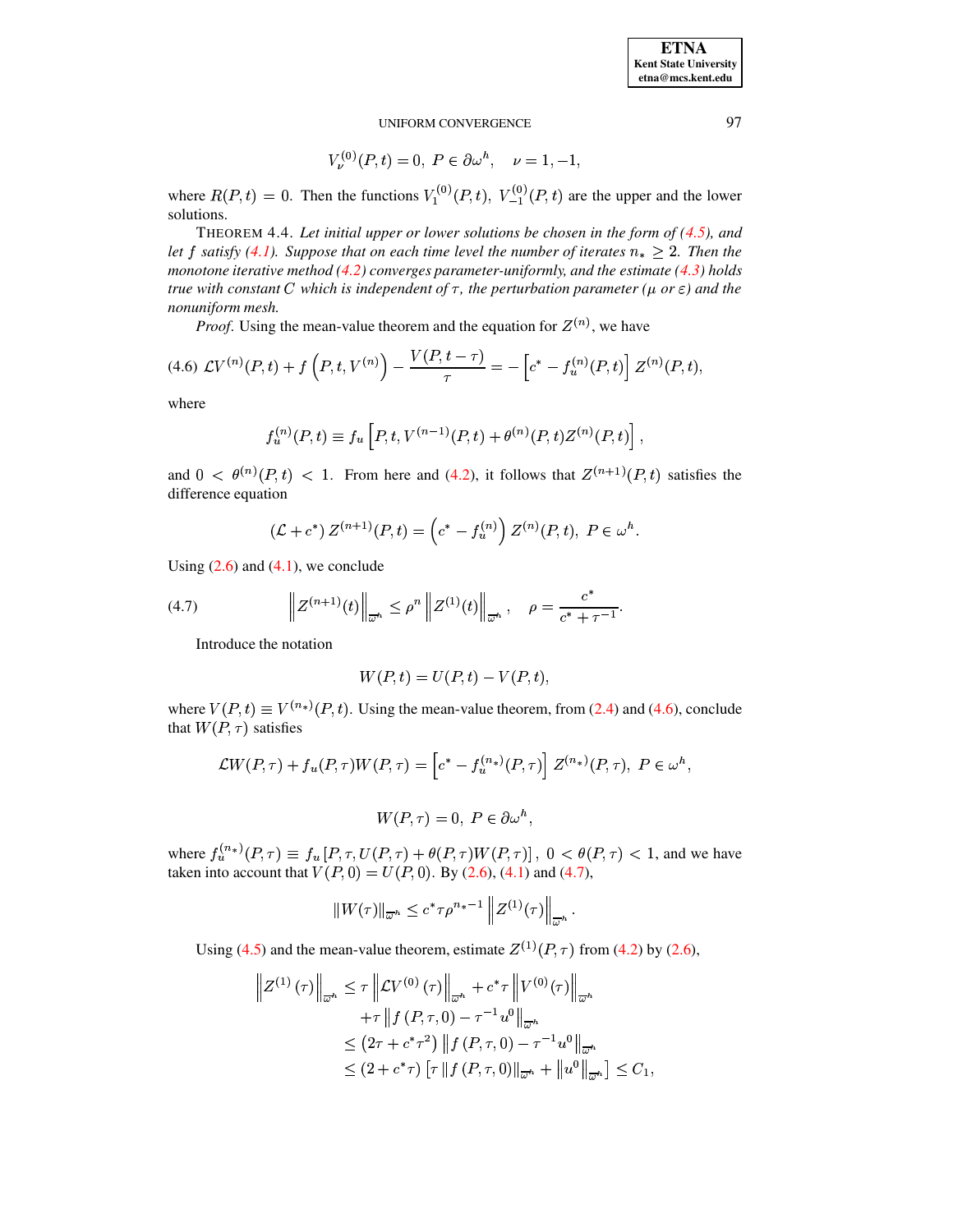$$V_{\nu}^{(0)}(P,t)=0,\ P\in\partial\omega^h,\quad \nu=1,-1,$$

where $R(P,t)=0$. Then the functions $V_1^{(0)}(P,t)$, $V_{-1}^{(0)}(P,t)$ are the upper and the lower solutions.

THEOREM 4.4. *Let initial upper or lower solutions be chosen in the form of (4.5), and let $f$ satisfy (4.1). Suppose that on each time level the number of iterates $n_* \geq 2$. Then the monotone iterative method (4.2) converges parameter-uniformly, and the estimate (4.3) holds true with constant $C$ which is independent of $\tau$, the perturbation parameter ($\mu$ or $\varepsilon$) and the nonuniform mesh.*

*Proof*. Using the mean-value theorem and the equation for $Z^{(n)}$, we have

$$\text{(4.6)}\quad \mathcal{L}V^{(n)}(P,t)+f\left(P,t,V^{(n)}\right)-\frac{V(P,t-\tau)}{\tau}=-\left[c^*-f_u^{(n)}(P,t)\right]Z^{(n)}(P,t),$$

where

$$f_u^{(n)}(P,t)\equiv f_u\left[P,t,V^{(n-1)}(P,t)+\theta^{(n)}(P,t)Z^{(n)}(P,t)\right],$$

and $0<\theta^{(n)}(P,t)<1$. From here and (4.2), it follows that $Z^{(n+1)}(P,t)$ satisfies the difference equation

$$\left(\mathcal{L}+c^*\right)Z^{(n+1)}(P,t)=\left(c^*-f_u^{(n)}\right)Z^{(n)}(P,t),\ P\in\omega^h.$$

Using (2.6) and (4.1), we conclude

$$\text{(4.7)}\qquad \left\|Z^{(n+1)}(t)\right\|_{\overline{\omega}^h}\leq\rho^n\left\|Z^{(1)}(t)\right\|_{\overline{\omega}^h},\quad \rho=\frac{c^*}{c^*+\tau^{-1}}.$$

Introduce the notation

$$W(P,t)=U(P,t)-V(P,t),$$

where $V(P,t)\equiv V^{(n_*)}(P,t)$. Using the mean-value theorem, from (2.4) and (4.6), conclude that $W(P,\tau)$ satisfies

$$\mathcal{L}W(P,\tau)+f_u(P,\tau)W(P,\tau)=\left[c^*-f_u^{(n_*)}(P,\tau)\right]Z^{(n_*)}(P,\tau),\ P\in\omega^h,$$

$$W(P,\tau)=0,\ P\in\partial\omega^h,$$

where $f_u^{(n_*)}(P,\tau)\equiv f_u\left[P,\tau,U(P,\tau)+\theta(P,\tau)W(P,\tau)\right]$, $0<\theta(P,\tau)<1$, and we have taken into account that $V(P,0)=U(P,0)$. By (2.6), (4.1) and (4.7),

$$\|W(\tau)\|_{\overline{\omega}^h}\leq c^*\tau\rho^{n_*-1}\left\|Z^{(1)}(\tau)\right\|_{\overline{\omega}^h}.$$

Using (4.5) and the mean-value theorem, estimate $Z^{(1)}(P,\tau)$ from (4.2) by (2.6),

$$\begin{aligned}
\left\|Z^{(1)}(\tau)\right\|_{\overline{\omega}^h}&\leq\tau\left\|\mathcal{L}V^{(0)}(\tau)\right\|_{\overline{\omega}^h}+c^*\tau\left\|V^{(0)}(\tau)\right\|_{\overline{\omega}^h}\\
&\quad+\tau\left\|f(P,\tau,0)-\tau^{-1}u^0\right\|_{\overline{\omega}^h}\\
&\leq\left(2\tau+c^*\tau^2\right)\left\|f(P,\tau,0)-\tau^{-1}u^0\right\|_{\overline{\omega}^h}\\
&\leq\left(2+c^*\tau\right)\left[\tau\left\|f(P,\tau,0)\right\|_{\overline{\omega}^h}+\left\|u^0\right\|_{\overline{\omega}^h}\right]\leq C_1,
\end{aligned}$$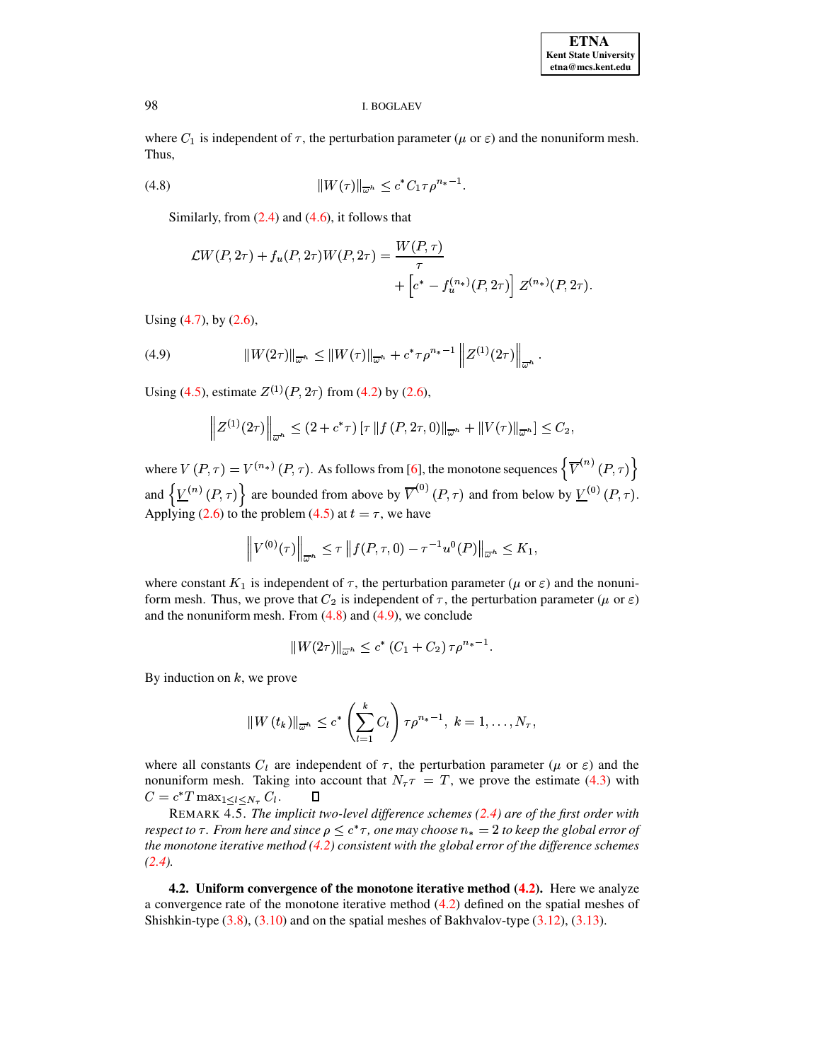where $C_1$ is independent of $\tau$, the perturbation parameter ($\mu$ or $\varepsilon$) and the nonuniform mesh. Thus,

$$\|W(\tau)\|_{\overline{\omega}^h} \leq c^* C_1 \tau \rho^{n_*-1}. \tag{4.8}$$

Similarly, from (2.4) and (4.6), it follows that

$$\mathcal{L}W(P,2\tau) + f_u(P,2\tau)W(P,2\tau) = \frac{W(P,\tau)}{\tau} + \left[c^* - f_u^{(n_*)}(P,2\tau)\right] Z^{(n_*)}(P,2\tau).$$

Using (4.7), by (2.6),

$$\|W(2\tau)\|_{\overline{\omega}^h} \leq \|W(\tau)\|_{\overline{\omega}^h} + c^* \tau \rho^{n_*-1} \left\| Z^{(1)}(2\tau) \right\|_{\overline{\omega}^h}. \tag{4.9}$$

Using (4.5), estimate $Z^{(1)}(P,2\tau)$ from (4.2) by (2.6),

$$\left\| Z^{(1)}(2\tau) \right\|_{\overline{\omega}^h} \leq (2 + c^*\tau) \left[ \tau \|f(P,2\tau,0)\|_{\overline{\omega}^h} + \|V(\tau)\|_{\overline{\omega}^h} \right] \leq C_2,$$

where $V(P,\tau) = V^{(n_*)}(P,\tau)$. As follows from [6], the monotone sequences $\left\{\overline{V}^{(n)}(P,\tau)\right\}$ and $\left\{\underline{V}^{(n)}(P,\tau)\right\}$ are bounded from above by $\overline{V}^{(0)}(P,\tau)$ and from below by $\underline{V}^{(0)}(P,\tau)$. Applying (2.6) to the problem (4.5) at $t = \tau$, we have

$$\left\| V^{(0)}(\tau) \right\|_{\overline{\omega}^h} \leq \tau \left\| f(P,\tau,0) - \tau^{-1} u^0(P) \right\|_{\overline{\omega}^h} \leq K_1,$$

where constant $K_1$ is independent of $\tau$, the perturbation parameter ($\mu$ or $\varepsilon$) and the nonuniform mesh. Thus, we prove that $C_2$ is independent of $\tau$, the perturbation parameter ($\mu$ or $\varepsilon$) and the nonuniform mesh. From (4.8) and (4.9), we conclude

$$\|W(2\tau)\|_{\overline{\omega}^h} \leq c^* (C_1 + C_2) \tau \rho^{n_*-1}.$$

By induction on $k$, we prove

$$\|W(t_k)\|_{\overline{\omega}^h} \leq c^* \left( \sum_{l=1}^{k} C_l \right) \tau \rho^{n_*-1}, \; k = 1, \ldots, N_\tau,$$

where all constants $C_l$ are independent of $\tau$, the perturbation parameter ($\mu$ or $\varepsilon$) and the nonuniform mesh. Taking into account that $N_\tau \tau = T$, we prove the estimate (4.3) with $C = c^* T \max_{1 \leq l \leq N_\tau} C_l$. ∎

REMARK 4.5. *The implicit two-level difference schemes (2.4) are of the first order with respect to $\tau$. From here and since $\rho \leq c^* \tau$, one may choose $n_* = 2$ to keep the global error of the monotone iterative method (4.2) consistent with the global error of the difference schemes (2.4).*

**4.2. Uniform convergence of the monotone iterative method (4.2).** Here we analyze a convergence rate of the monotone iterative method (4.2) defined on the spatial meshes of Shishkin-type (3.8), (3.10) and on the spatial meshes of Bakhvalov-type (3.12), (3.13).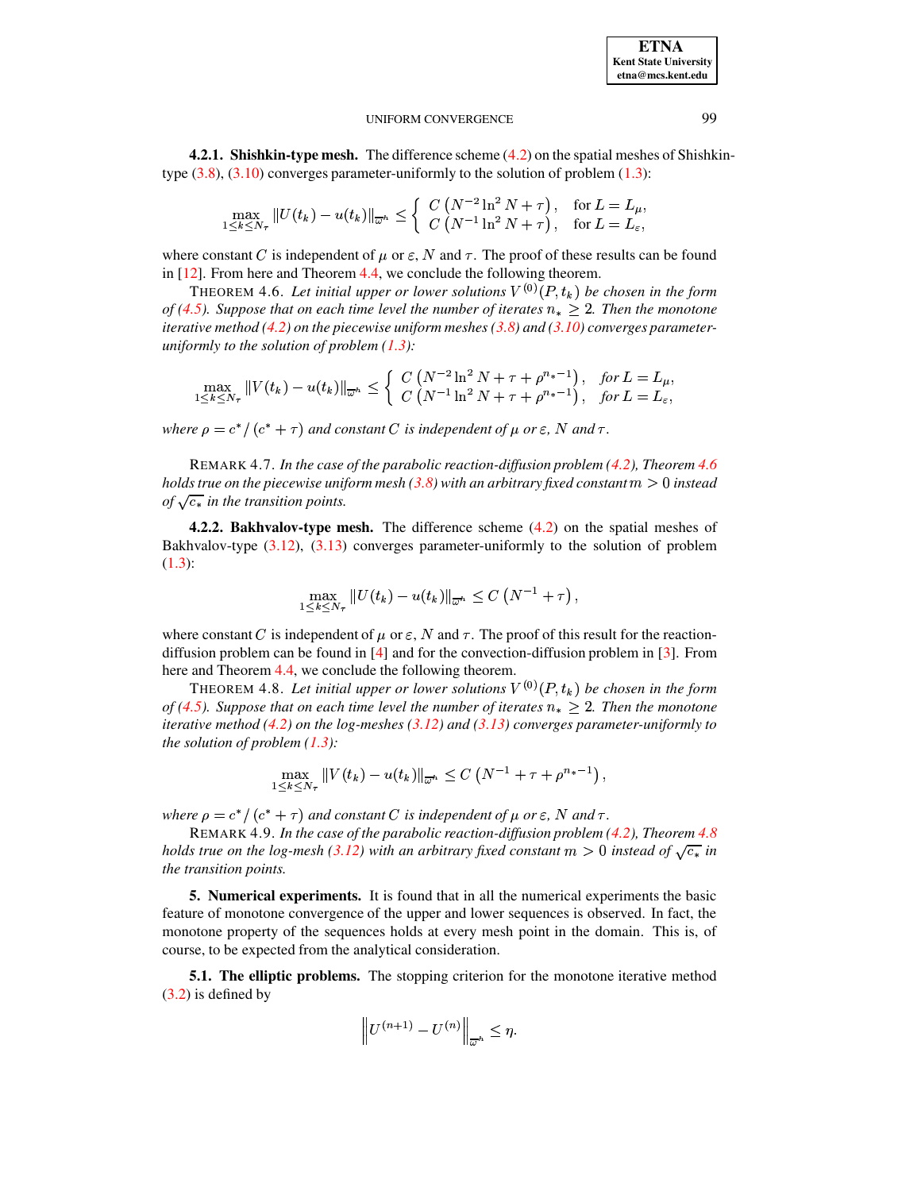**4.2.1. Shishkin-type mesh.** The difference scheme (4.2) on the spatial meshes of Shishkin-type (3.8), (3.10) converges parameter-uniformly to the solution of problem (1.3):

$$\max_{1\leq k\leq N_\tau} \|U(t_k)-u(t_k)\|_{\overline{\omega}^h} \leq \begin{cases} C\left(N^{-2}\ln^2 N+\tau\right), & \text{for } L=L_\mu, \\ C\left(N^{-1}\ln^2 N+\tau\right), & \text{for } L=L_\varepsilon, \end{cases}$$

where constant $C$ is independent of $\mu$ or $\varepsilon$, $N$ and $\tau$. The proof of these results can be found in [12]. From here and Theorem 4.4, we conclude the following theorem.

THEOREM 4.6. *Let initial upper or lower solutions $V^{(0)}(P,t_k)$ be chosen in the form of (4.5). Suppose that on each time level the number of iterates $n_*\geq 2$. Then the monotone iterative method (4.2) on the piecewise uniform meshes (3.8) and (3.10) converges parameter-uniformly to the solution of problem (1.3):*

$$\max_{1\leq k\leq N_\tau} \|V(t_k)-u(t_k)\|_{\overline{\omega}^h} \leq \begin{cases} C\left(N^{-2}\ln^2 N+\tau+\rho^{n_*-1}\right), & \text{for } L=L_\mu, \\ C\left(N^{-1}\ln^2 N+\tau+\rho^{n_*-1}\right), & \text{for } L=L_\varepsilon, \end{cases}$$

*where $\rho=c^*/(c^*+\tau)$ and constant $C$ is independent of $\mu$ or $\varepsilon$, $N$ and $\tau$.*

REMARK 4.7. *In the case of the parabolic reaction-diffusion problem (4.2), Theorem 4.6 holds true on the piecewise uniform mesh (3.8) with an arbitrary fixed constant $m>0$ instead of $\sqrt{c_*}$ in the transition points.*

**4.2.2. Bakhvalov-type mesh.** The difference scheme (4.2) on the spatial meshes of Bakhvalov-type (3.12), (3.13) converges parameter-uniformly to the solution of problem (1.3):

$$\max_{1\leq k\leq N_\tau} \|U(t_k)-u(t_k)\|_{\overline{\omega}^h} \leq C\left(N^{-1}+\tau\right),$$

where constant $C$ is independent of $\mu$ or $\varepsilon$, $N$ and $\tau$. The proof of this result for the reaction-diffusion problem can be found in [4] and for the convection-diffusion problem in [3]. From here and Theorem 4.4, we conclude the following theorem.

THEOREM 4.8. *Let initial upper or lower solutions $V^{(0)}(P,t_k)$ be chosen in the form of (4.5). Suppose that on each time level the number of iterates $n_*\geq 2$. Then the monotone iterative method (4.2) on the log-meshes (3.12) and (3.13) converges parameter-uniformly to the solution of problem (1.3):*

$$\max_{1\leq k\leq N_\tau} \|V(t_k)-u(t_k)\|_{\overline{\omega}^h} \leq C\left(N^{-1}+\tau+\rho^{n_*-1}\right),$$

*where $\rho=c^*/(c^*+\tau)$ and constant $C$ is independent of $\mu$ or $\varepsilon$, $N$ and $\tau$.*

REMARK 4.9. *In the case of the parabolic reaction-diffusion problem (4.2), Theorem 4.8 holds true on the log-mesh (3.12) with an arbitrary fixed constant $m>0$ instead of $\sqrt{c_*}$ in the transition points.*

## 5. Numerical experiments.

It is found that in all the numerical experiments the basic feature of monotone convergence of the upper and lower sequences is observed. In fact, the monotone property of the sequences holds at every mesh point in the domain. This is, of course, to be expected from the analytical consideration.

### 5.1. The elliptic problems.

The stopping criterion for the monotone iterative method (3.2) is defined by

$$\left\|U^{(n+1)}-U^{(n)}\right\|_{\overline{\omega}^h} \leq \eta.$$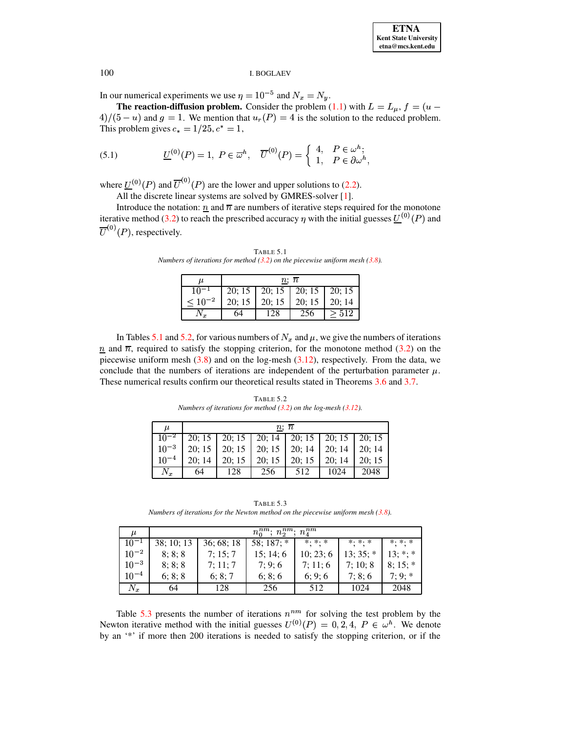In our numerical experiments we use $\eta = 10^{-5}$ and $N_x = N_y$.

**The reaction-diffusion problem.** Consider the problem (1.1) with $L = L_\mu$, $f = (u-4)/(5-u)$ and $g = 1$. We mention that $u_r(P) = 4$ is the solution to the reduced problem. This problem gives $c_* = 1/25, c^* = 1$,

$$\underline{U}^{(0)}(P) = 1,\ P \in \overline{\omega}^h, \quad \overline{U}^{(0)}(P) = \begin{cases} 4, & P \in \omega^h; \\ 1, & P \in \partial\omega^h, \end{cases} \tag{5.1}$$

where $\underline{U}^{(0)}(P)$ and $\overline{U}^{(0)}(P)$ are the lower and upper solutions to (2.2).

All the discrete linear systems are solved by GMRES-solver [1].

Introduce the notation: $\underline{n}$ and $\overline{n}$ are numbers of iterative steps required for the monotone iterative method (3.2) to reach the prescribed accuracy $\eta$ with the initial guesses $\underline{U}^{(0)}(P)$ and $\overline{U}^{(0)}(P)$, respectively.

TABLE 5.1
*Numbers of iterations for method (3.2) on the piecewise uniform mesh (3.8).*

| $\mu$ | $\underline{n}$; $\overline{n}$ | | | |
|---|---|---|---|---|
| $10^{-1}$ | 20; 15 | 20; 15 | 20; 15 | 20; 15 |
| $\leq 10^{-2}$ | 20; 15 | 20; 15 | 20; 15 | 20; 14 |
| $N_x$ | 64 | 128 | 256 | $\geq 512$ |

In Tables 5.1 and 5.2, for various numbers of $N_x$ and $\mu$, we give the numbers of iterations $\underline{n}$ and $\overline{n}$, required to satisfy the stopping criterion, for the monotone method (3.2) on the piecewise uniform mesh (3.8) and on the log-mesh (3.12), respectively. From the data, we conclude that the numbers of iterations are independent of the perturbation parameter $\mu$. These numerical results confirm our theoretical results stated in Theorems 3.6 and 3.7.

TABLE 5.2
*Numbers of iterations for method (3.2) on the log-mesh (3.12).*

| $\mu$ | $\underline{n}$; $\overline{n}$ | | | | | |
|---|---|---|---|---|---|---|
| $10^{-2}$ | 20; 15 | 20; 15 | 20; 14 | 20; 15 | 20; 15 | 20; 15 |
| $10^{-3}$ | 20; 15 | 20; 15 | 20; 15 | 20; 14 | 20; 14 | 20; 14 |
| $10^{-4}$ | 20; 14 | 20; 15 | 20; 15 | 20; 15 | 20; 14 | 20; 15 |
| $N_x$ | 64 | 128 | 256 | 512 | 1024 | 2048 |

TABLE 5.3
*Numbers of iterations for the Newton method on the piecewise uniform mesh (3.8).*

| $\mu$ | $n_0^{nm}$; $n_2^{nm}$; $n_4^{nm}$ | | | | | |
|---|---|---|---|---|---|---|
| $10^{-1}$ | 38; 10; 13 | 36; 68; 18 | 58; 187; * | *; *; * | *; *; * | *; *; * |
| $10^{-2}$ | 8; 8; 8 | 7; 15; 7 | 15; 14; 6 | 10; 23; 6 | 13; 35; * | 13; *; * |
| $10^{-3}$ | 8; 8; 8 | 7; 11; 7 | 7; 9; 6 | 7; 11; 6 | 7; 10; 8 | 8; 15; * |
| $10^{-4}$ | 6; 8; 8 | 6; 8; 7 | 6; 8; 6 | 6; 9; 6 | 7; 8; 6 | 7; 9; * |
| $N_x$ | 64 | 128 | 256 | 512 | 1024 | 2048 |

Table 5.3 presents the number of iterations $n^{nm}$ for solving the test problem by the Newton iterative method with the initial guesses $U^{(0)}(P) = 0, 2, 4,\ P \in \omega^h$. We denote by an '*' if more then 200 iterations is needed to satisfy the stopping criterion, or if the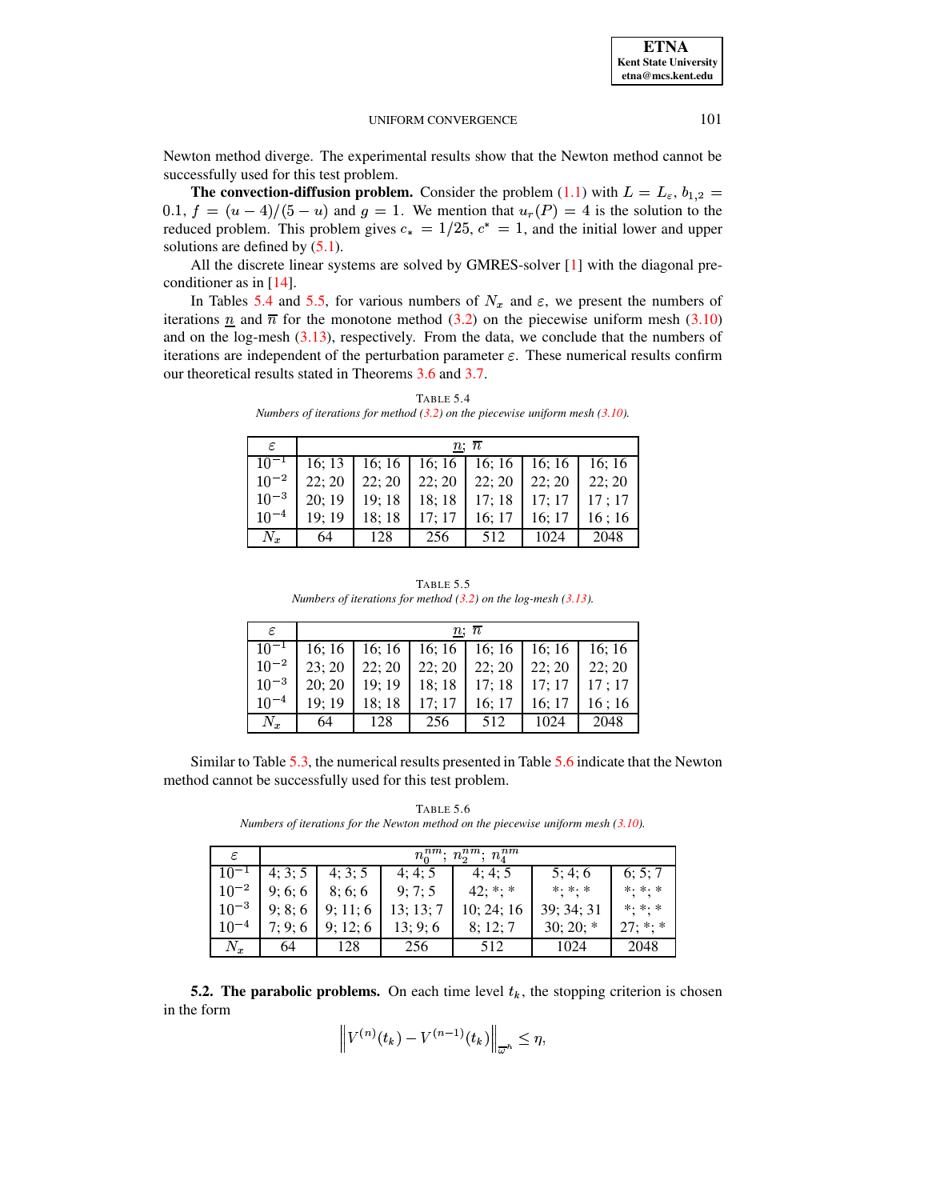Newton method diverge. The experimental results show that the Newton method cannot be successfully used for this test problem.

**The convection-diffusion problem.** Consider the problem (1.1) with $L = L_\varepsilon$, $b_{1,2} = 0.1$, $f = (u-4)/(5-u)$ and $g = 1$. We mention that $u_r(P) = 4$ is the solution to the reduced problem. This problem gives $c_* = 1/25$, $c^* = 1$, and the initial lower and upper solutions are defined by (5.1).

All the discrete linear systems are solved by GMRES-solver [1] with the diagonal preconditioner as in [14].

In Tables 5.4 and 5.5, for various numbers of $N_x$ and $\varepsilon$, we present the numbers of iterations $\underline{n}$ and $\overline{n}$ for the monotone method (3.2) on the piecewise uniform mesh (3.10) and on the log-mesh (3.13), respectively. From the data, we conclude that the numbers of iterations are independent of the perturbation parameter $\varepsilon$. These numerical results confirm our theoretical results stated in Theorems 3.6 and 3.7.

TABLE 5.4
*Numbers of iterations for method (3.2) on the piecewise uniform mesh (3.10).*

| $\varepsilon$ | $\underline{n}$; $\overline{n}$ | | | | | |
|---|---|---|---|---|---|---|
| $10^{-1}$ | 16; 13 | 16; 16 | 16; 16 | 16; 16 | 16; 16 | 16; 16 |
| $10^{-2}$ | 22; 20 | 22; 20 | 22; 20 | 22; 20 | 22; 20 | 22; 20 |
| $10^{-3}$ | 20; 19 | 19; 18 | 18; 18 | 17; 18 | 17; 17 | 17 ; 17 |
| $10^{-4}$ | 19; 19 | 18; 18 | 17; 17 | 16; 17 | 16; 17 | 16 ; 16 |
| $N_x$ | 64 | 128 | 256 | 512 | 1024 | 2048 |

TABLE 5.5
*Numbers of iterations for method (3.2) on the log-mesh (3.13).*

| $\varepsilon$ | $\underline{n}$; $\overline{n}$ | | | | | |
|---|---|---|---|---|---|---|
| $10^{-1}$ | 16; 16 | 16; 16 | 16; 16 | 16; 16 | 16; 16 | 16; 16 |
| $10^{-2}$ | 23; 20 | 22; 20 | 22; 20 | 22; 20 | 22; 20 | 22; 20 |
| $10^{-3}$ | 20; 20 | 19; 19 | 18; 18 | 17; 18 | 17; 17 | 17 ; 17 |
| $10^{-4}$ | 19; 19 | 18; 18 | 17; 17 | 16; 17 | 16; 17 | 16 ; 16 |
| $N_x$ | 64 | 128 | 256 | 512 | 1024 | 2048 |

Similar to Table 5.3, the numerical results presented in Table 5.6 indicate that the Newton method cannot be successfully used for this test problem.

TABLE 5.6
*Numbers of iterations for the Newton method on the piecewise uniform mesh (3.10).*

| $\varepsilon$ | $n_0^{nm}$; $n_2^{nm}$; $n_4^{nm}$ | | | | | |
|---|---|---|---|---|---|---|
| $10^{-1}$ | 4; 3; 5 | 4; 3; 5 | 4; 4; 5 | 4; 4; 5 | 5; 4; 6 | 6; 5; 7 |
| $10^{-2}$ | 9; 6; 6 | 8; 6; 6 | 9; 7; 5 | 42; *; * | *; *; * | *; *; * |
| $10^{-3}$ | 9; 8; 6 | 9; 11; 6 | 13; 13; 7 | 10; 24; 16 | 39; 34; 31 | *; *; * |
| $10^{-4}$ | 7; 9; 6 | 9; 12; 6 | 13; 9; 6 | 8; 12; 7 | 30; 20; * | 27; *; * |
| $N_x$ | 64 | 128 | 256 | 512 | 1024 | 2048 |

**5.2. The parabolic problems.** On each time level $t_k$, the stopping criterion is chosen in the form

$$\left\| V^{(n)}(t_k) - V^{(n-1)}(t_k) \right\|_{\overline{\omega}^h} \leq \eta,$$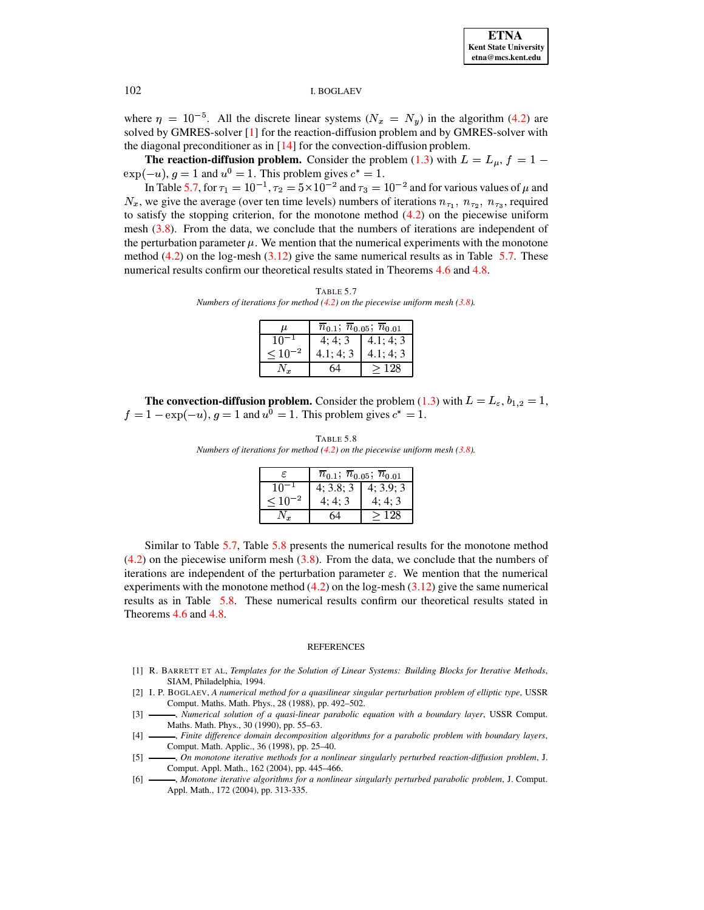where $\eta = 10^{-5}$. All the discrete linear systems ($N_x = N_y$) in the algorithm (4.2) are solved by GMRES-solver [1] for the reaction-diffusion problem and by GMRES-solver with the diagonal preconditioner as in [14] for the convection-diffusion problem.

**The reaction-diffusion problem.** Consider the problem (1.3) with $L = L_\mu$, $f = 1 - \exp(-u)$, $g = 1$ and $u^0 = 1$. This problem gives $c^* = 1$.

In Table 5.7, for $\tau_1 = 10^{-1}$, $\tau_2 = 5 \times 10^{-2}$ and $\tau_3 = 10^{-2}$ and for various values of $\mu$ and $N_x$, we give the average (over ten time levels) numbers of iterations $n_{\tau_1}$, $n_{\tau_2}$, $n_{\tau_3}$, required to satisfy the stopping criterion, for the monotone method (4.2) on the piecewise uniform mesh (3.8). From the data, we conclude that the numbers of iterations are independent of the perturbation parameter $\mu$. We mention that the numerical experiments with the monotone method (4.2) on the log-mesh (3.12) give the same numerical results as in Table 5.7. These numerical results confirm our theoretical results stated in Theorems 4.6 and 4.8.

TABLE 5.7
*Numbers of iterations for method (4.2) on the piecewise uniform mesh (3.8).*

| $\mu$ | $\overline{n}_{0.1}$; $\overline{n}_{0.05}$; $\overline{n}_{0.01}$ | |
|---|---|---|
| $10^{-1}$ | 4; 4; 3 | 4.1; 4; 3 |
| $\leq 10^{-2}$ | 4.1; 4; 3 | 4.1; 4; 3 |
| $N_x$ | 64 | $\geq 128$ |

**The convection-diffusion problem.** Consider the problem (1.3) with $L = L_\varepsilon$, $b_{1,2} = 1$, $f = 1 - \exp(-u)$, $g = 1$ and $u^0 = 1$. This problem gives $c^* = 1$.

TABLE 5.8
*Numbers of iterations for method (4.2) on the piecewise uniform mesh (3.8).*

| $\varepsilon$ | $\overline{n}_{0.1}$; $\overline{n}_{0.05}$; $\overline{n}_{0.01}$ | |
|---|---|---|
| $10^{-1}$ | 4; 3.8; 3 | 4; 3.9; 3 |
| $\leq 10^{-2}$ | 4; 4; 3 | 4; 4; 3 |
| $N_x$ | 64 | $\geq 128$ |

Similar to Table 5.7, Table 5.8 presents the numerical results for the monotone method (4.2) on the piecewise uniform mesh (3.8). From the data, we conclude that the numbers of iterations are independent of the perturbation parameter $\varepsilon$. We mention that the numerical experiments with the monotone method (4.2) on the log-mesh (3.12) give the same numerical results as in Table 5.8. These numerical results confirm our theoretical results stated in Theorems 4.6 and 4.8.

## REFERENCES

[1] R. BARRETT ET AL, *Templates for the Solution of Linear Systems: Building Blocks for Iterative Methods*, SIAM, Philadelphia, 1994.

[2] I. P. BOGLAEV, *A numerical method for a quasilinear singular perturbation problem of elliptic type*, USSR Comput. Maths. Math. Phys., 28 (1988), pp. 492–502.

[3] ———, *Numerical solution of a quasi-linear parabolic equation with a boundary layer*, USSR Comput. Maths. Math. Phys., 30 (1990), pp. 55–63.

[4] ———, *Finite difference domain decomposition algorithms for a parabolic problem with boundary layers*, Comput. Math. Applic., 36 (1998), pp. 25–40.

[5] ———, *On monotone iterative methods for a nonlinear singularly perturbed reaction-diffusion problem*, J. Comput. Appl. Math., 162 (2004), pp. 445–466.

[6] ———, *Monotone iterative algorithms for a nonlinear singularly perturbed parabolic problem*, J. Comput. Appl. Math., 172 (2004), pp. 313-335.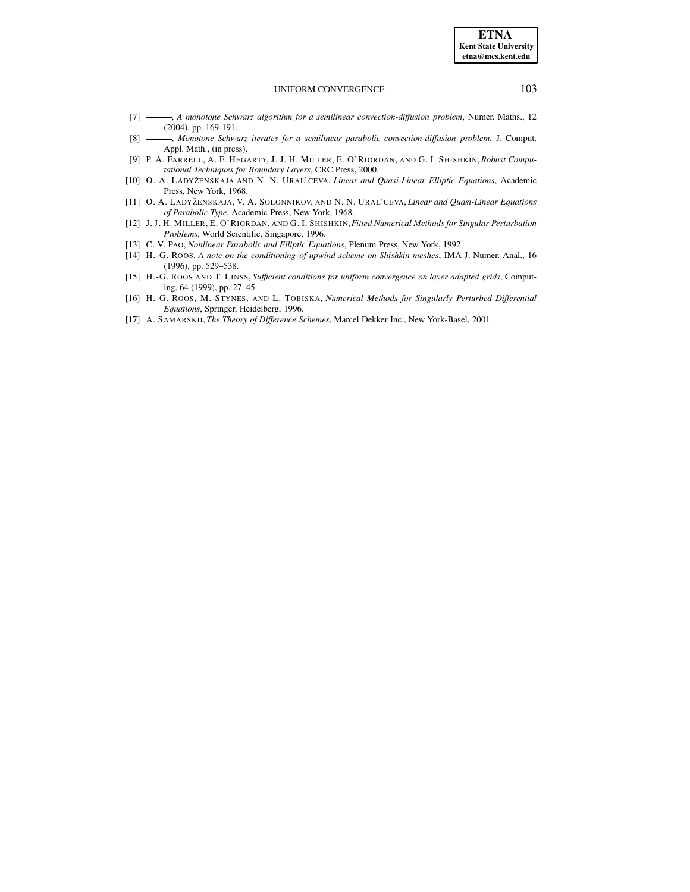[7] ———, *A monotone Schwarz algorithm for a semilinear convection-diffusion problem*, Numer. Maths., 12 (2004), pp. 169-191.

[8] ———, *Monotone Schwarz iterates for a semilinear parabolic convection-diffusion problem*, J. Comput. Appl. Math., (in press).

[9] P. A. Farrell, A. F. Hegarty, J. J. H. Miller, E. O'Riordan, and G. I. Shishkin, *Robust Computational Techniques for Boundary Layers*, CRC Press, 2000.

[10] O. A. Ladyženskaja and N. N. Ural'ceva, *Linear and Quasi-Linear Elliptic Equations*, Academic Press, New York, 1968.

[11] O. A. Ladyženskaja, V. A. Solonnikov, and N. N. Ural'ceva, *Linear and Quasi-Linear Equations of Parabolic Type*, Academic Press, New York, 1968.

[12] J. J. H. Miller, E. O'Riordan, and G. I. Shishkin, *Fitted Numerical Methods for Singular Perturbation Problems*, World Scientific, Singapore, 1996.

[13] C. V. Pao, *Nonlinear Parabolic and Elliptic Equations*, Plenum Press, New York, 1992.

[14] H.-G. Roos, *A note on the conditioning of upwind scheme on Shishkin meshes*, IMA J. Numer. Anal., 16 (1996), pp. 529–538.

[15] H.-G. Roos and T. Linss, *Sufficient conditions for uniform convergence on layer adapted grids*, Computing, 64 (1999), pp. 27–45.

[16] H.-G. Roos, M. Stynes, and L. Tobiska, *Numerical Methods for Singularly Perturbed Differential Equations*, Springer, Heidelberg, 1996.

[17] A. Samarskii, *The Theory of Difference Schemes*, Marcel Dekker Inc., New York-Basel, 2001.